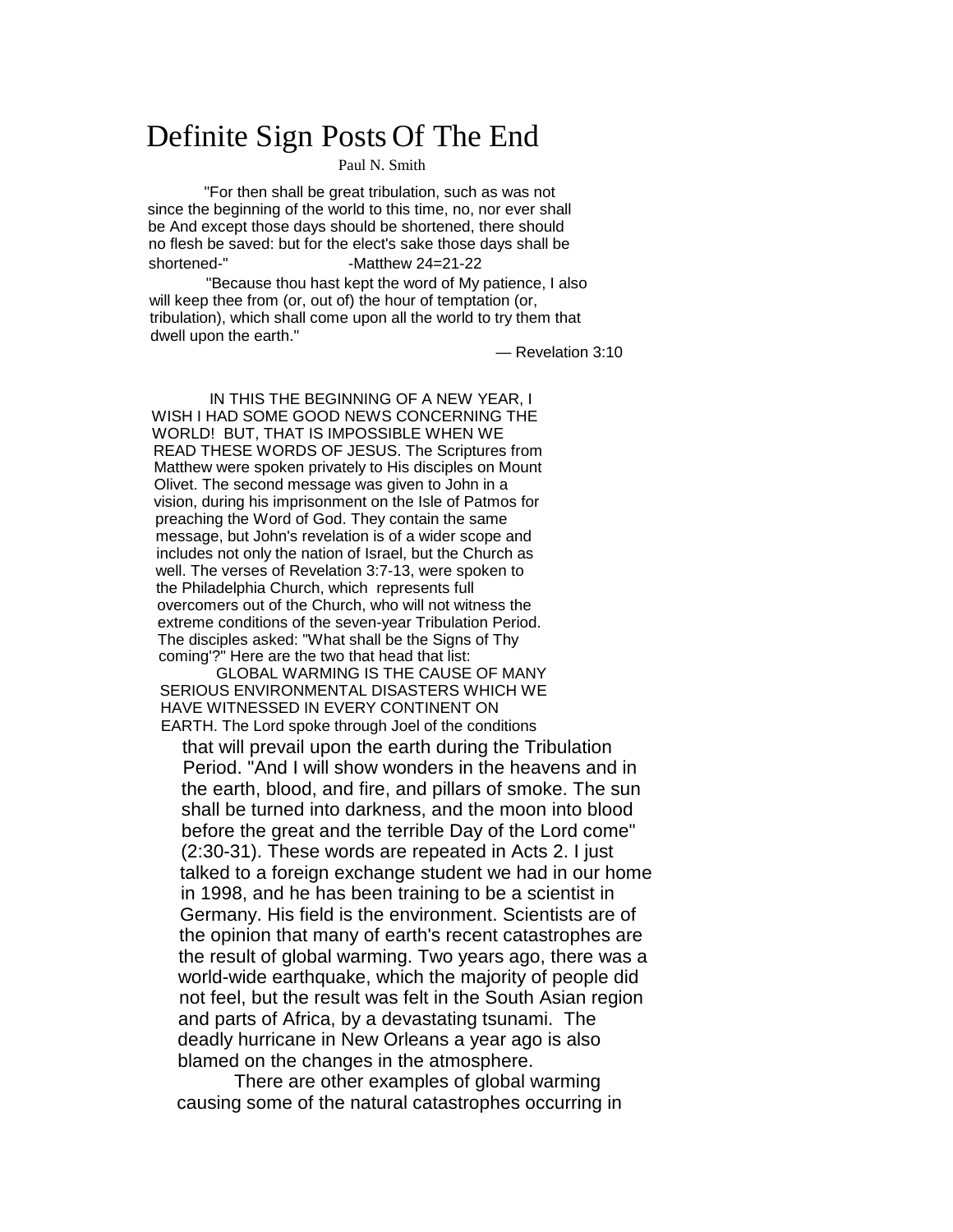# Definite Sign Posts Of The End

Paul N. Smith

"For then shall be great tribulation, such as was not since the beginning of the world to this time, no, nor ever shall be And except those days should be shortened, there should no flesh be saved: but for the elect's sake those days shall be shortened-" -Matthew 24=21-22

"Because thou hast kept the word of My patience, I also will keep thee from (or, out of) the hour of temptation (or, tribulation), which shall come upon all the world to try them that dwell upon the earth."

— Revelation 3:10

IN THIS THE BEGINNING OF A NEW YEAR, I WISH I HAD SOME GOOD NEWS CONCERNING THE WORLD! BUT, THAT IS IMPOSSIBLE WHEN WE READ THESE WORDS OF JESUS. The Scriptures from Matthew were spoken privately to His disciples on Mount Olivet. The second message was given to John in a vision, during his imprisonment on the Isle of Patmos for preaching the Word of God. They contain the same message, but John's revelation is of a wider scope and includes not only the nation of Israel, but the Church as well. The verses of Revelation 3:7-13, were spoken to the Philadelphia Church, which represents full overcomers out of the Church, who will not witness the extreme conditions of the seven-year Tribulation Period. The disciples asked: "What shall be the Signs of Thy coming'?" Here are the two that head that list:

GLOBAL WARMING IS THE CAUSE OF MANY SERIOUS ENVIRONMENTAL DISASTERS WHICH WE HAVE WITNESSED IN EVERY CONTINENT ON EARTH. The Lord spoke through Joel of the conditions that will prevail upon the earth during the Tribulation Period. "And I will show wonders in the heavens and in the earth, blood, and fire, and pillars of smoke. The sun shall be turned into darkness, and the moon into blood before the great and the terrible Day of the Lord come" (2:30-31). These words are repeated in Acts 2. I just talked to a foreign exchange student we had in our home in 1998, and he has been training to be a scientist in Germany. His field is the environment. Scientists are of the opinion that many of earth's recent catastrophes are the result of global warming. Two years ago, there was a world-wide earthquake, which the majority of people did not feel, but the result was felt in the South Asian region and parts of Africa, by a devastating tsunami. The deadly hurricane in New Orleans a year ago is also blamed on the changes in the atmosphere.

There are other examples of global warming causing some of the natural catastrophes occurring in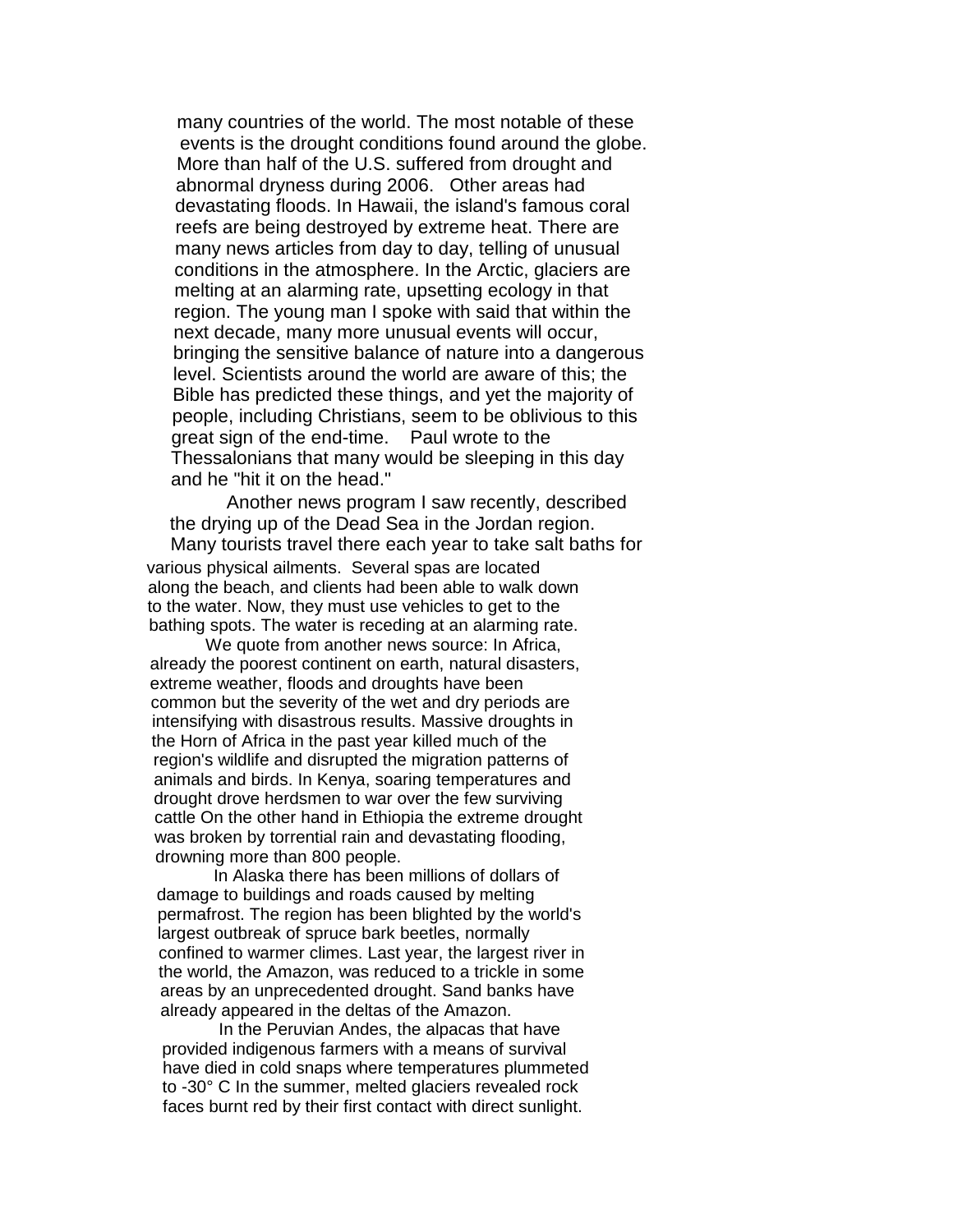many countries of the world. The most notable of these events is the drought conditions found around the globe. More than half of the U.S. suffered from drought and abnormal dryness during 2006. Other areas had devastating floods. In Hawaii, the island's famous coral reefs are being destroyed by extreme heat. There are many news articles from day to day, telling of unusual conditions in the atmosphere. In the Arctic, glaciers are melting at an alarming rate, upsetting ecology in that region. The young man I spoke with said that within the next decade, many more unusual events will occur, bringing the sensitive balance of nature into a dangerous level. Scientists around the world are aware of this; the Bible has predicted these things, and yet the majority of people, including Christians, seem to be oblivious to this great sign of the end-time. Paul wrote to the Thessalonians that many would be sleeping in this day and he "hit it on the head."

Another news program I saw recently, described the drying up of the Dead Sea in the Jordan region. Many tourists travel there each year to take salt baths for various physical ailments. Several spas are located along the beach, and clients had been able to walk down to the water. Now, they must use vehicles to get to the bathing spots. The water is receding at an alarming rate.

We quote from another news source: In Africa, already the poorest continent on earth, natural disasters, extreme weather, floods and droughts have been common but the severity of the wet and dry periods are intensifying with disastrous results. Massive droughts in the Horn of Africa in the past year killed much of the region's wildlife and disrupted the migration patterns of animals and birds. In Kenya, soaring temperatures and drought drove herdsmen to war over the few surviving cattle On the other hand in Ethiopia the extreme drought was broken by torrential rain and devastating flooding, drowning more than 800 people.

In Alaska there has been millions of dollars of damage to buildings and roads caused by melting permafrost. The region has been blighted by the world's largest outbreak of spruce bark beetles, normally confined to warmer climes. Last year, the largest river in the world, the Amazon, was reduced to a trickle in some areas by an unprecedented drought. Sand banks have already appeared in the deltas of the Amazon.

In the Peruvian Andes, the alpacas that have provided indigenous farmers with a means of survival have died in cold snaps where temperatures plummeted to -30° C In the summer, melted glaciers revealed rock faces burnt red by their first contact with direct sunlight.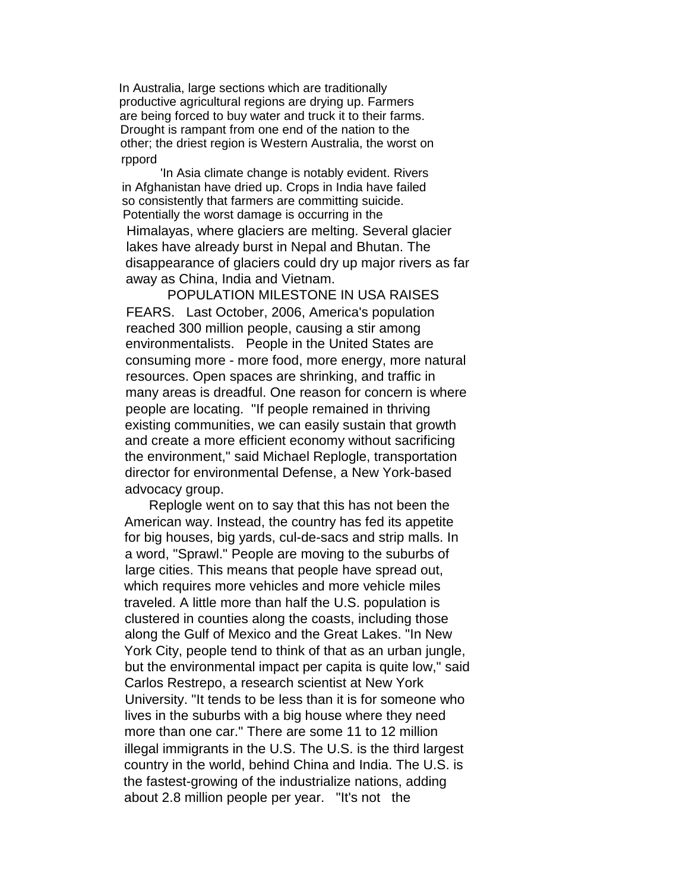In Australia, large sections which are traditionally productive agricultural regions are drying up. Farmers are being forced to buy water and truck it to their farms. Drought is rampant from one end of the nation to the other; the driest region is Western Australia, the worst on rppord

'In Asia climate change is notably evident. Rivers in Afghanistan have dried up. Crops in India have failed so consistently that farmers are committing suicide. Potentially the worst damage is occurring in the Himalayas, where glaciers are melting. Several glacier lakes have already burst in Nepal and Bhutan. The disappearance of glaciers could dry up major rivers as far away as China, India and Vietnam.

POPULATION MILESTONE IN USA RAISES FEARS. Last October, 2006, America's population reached 300 million people, causing a stir among environmentalists. People in the United States are consuming more - more food, more energy, more natural resources. Open spaces are shrinking, and traffic in many areas is dreadful. One reason for concern is where people are locating. "If people remained in thriving existing communities, we can easily sustain that growth and create a more efficient economy without sacrificing the environment," said Michael Replogle, transportation director for environmental Defense, a New York-based advocacy group.

Replogle went on to say that this has not been the American way. Instead, the country has fed its appetite for big houses, big yards, cul-de-sacs and strip malls. In a word, "Sprawl." People are moving to the suburbs of large cities. This means that people have spread out, which requires more vehicles and more vehicle miles traveled. A little more than half the U.S. population is clustered in counties along the coasts, including those along the Gulf of Mexico and the Great Lakes. "In New York City, people tend to think of that as an urban jungle, but the environmental impact per capita is quite low," said Carlos Restrepo, a research scientist at New York University. "It tends to be less than it is for someone who lives in the suburbs with a big house where they need more than one car." There are some 11 to 12 million illegal immigrants in the U.S. The U.S. is the third largest country in the world, behind China and India. The U.S. is the fastest-growing of the industrialize nations, adding about 2.8 million people per year. "It's not the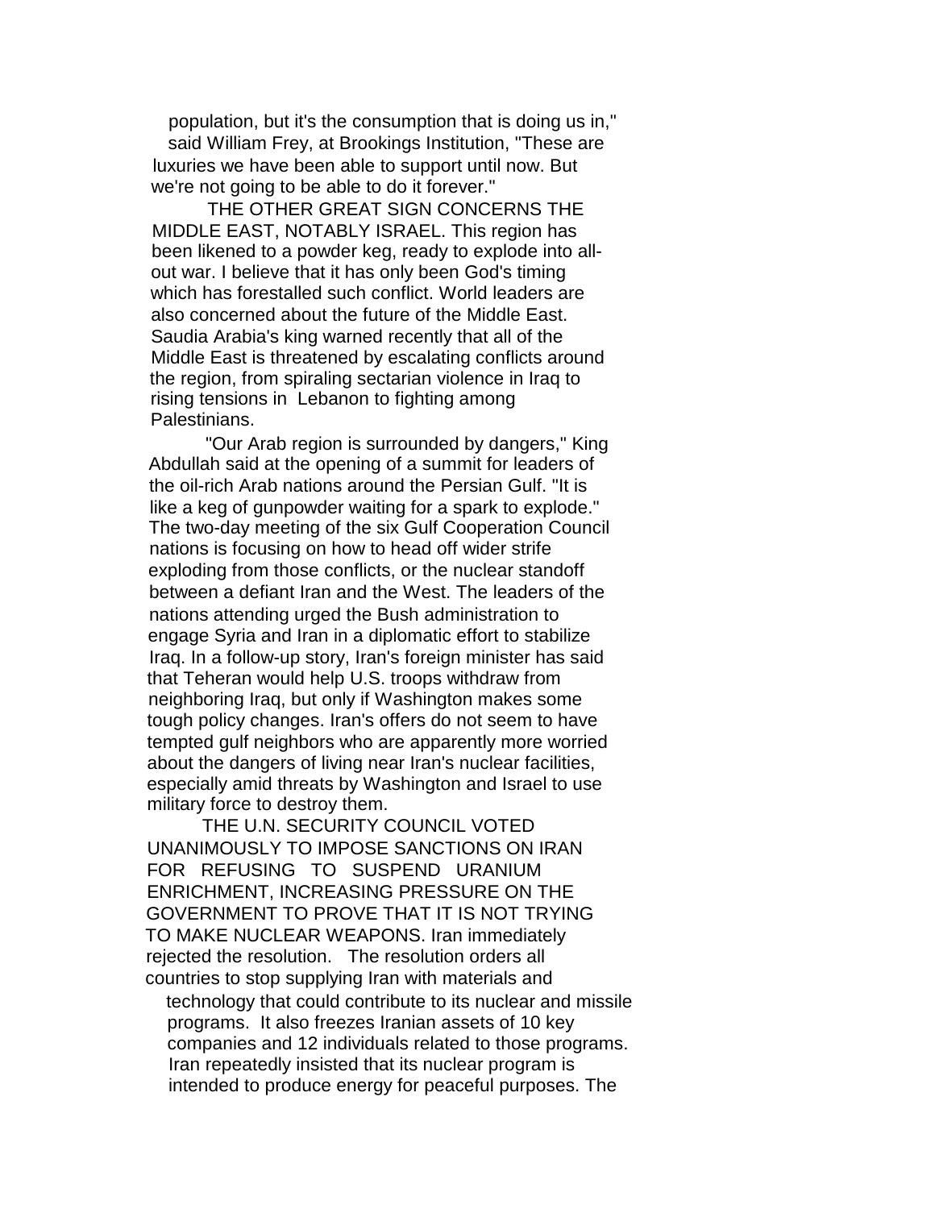population, but it's the consumption that is doing us in," said William Frey, at Brookings Institution, "These are luxuries we have been able to support until now. But we're not going to be able to do it forever."

THE OTHER GREAT SIGN CONCERNS THE MIDDLE EAST, NOTABLY ISRAEL. This region has been likened to a powder keg, ready to explode into all-out war. I believe that it has only been God's timing which has forestalled such conflict. World leaders are also concerned about the future of the Middle East. Saudia Arabia's king warned recently that all of the Middle East is threatened by escalating conflicts around the region, from spiraling sectarian violence in Iraq to rising tensions in Lebanon to fighting among Palestinians.

"Our Arab region is surrounded by dangers," King Abdullah said at the opening of a summit for leaders of the oil-rich Arab nations around the Persian Gulf. "It is like a keg of gunpowder waiting for a spark to explode." The two-day meeting of the six Gulf Cooperation Council nations is focusing on how to head off wider strife exploding from those conflicts, or the nuclear standoff between a defiant Iran and the West. The leaders of the nations attending urged the Bush administration to engage Syria and Iran in a diplomatic effort to stabilize Iraq. In a follow-up story, Iran's foreign minister has said that Teheran would help U.S. troops withdraw from neighboring Iraq, but only if Washington makes some tough policy changes. Iran's offers do not seem to have tempted gulf neighbors who are apparently more worried about the dangers of living near Iran's nuclear facilities, especially amid threats by Washington and Israel to use military force to destroy them.

THE U.N. SECURITY COUNCIL VOTED UNANIMOUSLY TO IMPOSE SANCTIONS ON IRAN FOR REFUSING TO SUSPEND URANIUM ENRICHMENT, INCREASING PRESSURE ON THE GOVERNMENT TO PROVE THAT IT IS NOT TRYING TO MAKE NUCLEAR WEAPONS. Iran immediately rejected the resolution. The resolution orders all countries to stop supplying Iran with materials and technology that could contribute to its nuclear and missile programs. It also freezes Iranian assets of 10 key companies and 12 individuals related to those programs. Iran repeatedly insisted that its nuclear program is intended to produce energy for peaceful purposes. The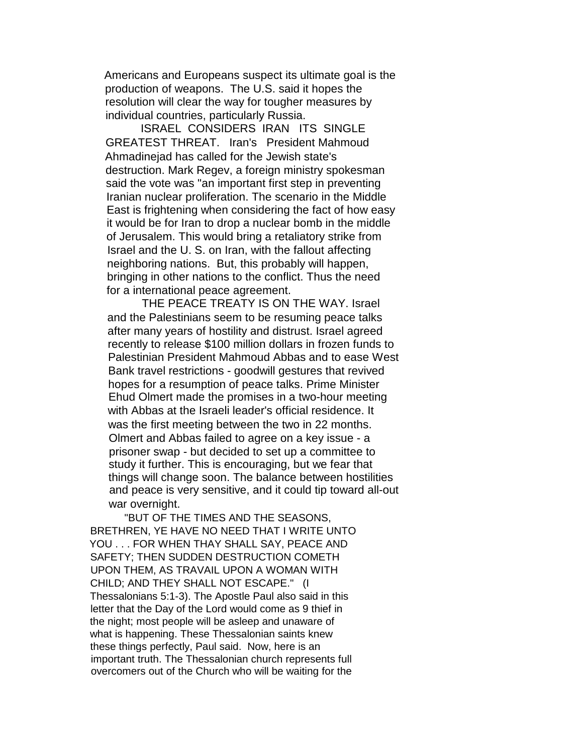Americans and Europeans suspect its ultimate goal is the production of weapons. The U.S. said it hopes the resolution will clear the way for tougher measures by individual countries, particularly Russia.

ISRAEL CONSIDERS IRAN ITS SINGLE GREATEST THREAT. Iran's President Mahmoud Ahmadinejad has called for the Jewish state's destruction. Mark Regev, a foreign ministry spokesman said the vote was "an important first step in preventing Iranian nuclear proliferation. The scenario in the Middle East is frightening when considering the fact of how easy it would be for Iran to drop a nuclear bomb in the middle of Jerusalem. This would bring a retaliatory strike from Israel and the U. S. on Iran, with the fallout affecting neighboring nations. But, this probably will happen, bringing in other nations to the conflict. Thus the need for a international peace agreement.

THE PEACE TREATY IS ON THE WAY. Israel and the Palestinians seem to be resuming peace talks after many years of hostility and distrust. Israel agreed recently to release $100 million dollars in frozen funds to Palestinian President Mahmoud Abbas and to ease West Bank travel restrictions - goodwill gestures that revived hopes for a resumption of peace talks. Prime Minister Ehud Olmert made the promises in a two-hour meeting with Abbas at the Israeli leader's official residence. It was the first meeting between the two in 22 months. Olmert and Abbas failed to agree on a key issue - a prisoner swap - but decided to set up a committee to study it further. This is encouraging, but we fear that things will change soon. The balance between hostilities and peace is very sensitive, and it could tip toward all-out war overnight.

"BUT OF THE TIMES AND THE SEASONS, BRETHREN, YE HAVE NO NEED THAT I WRITE UNTO YOU . . . FOR WHEN THAY SHALL SAY, PEACE AND SAFETY; THEN SUDDEN DESTRUCTION COMETH UPON THEM, AS TRAVAIL UPON A WOMAN WITH CHILD; AND THEY SHALL NOT ESCAPE." (I Thessalonians 5:1-3). The Apostle Paul also said in this letter that the Day of the Lord would come as 9 thief in the night; most people will be asleep and unaware of what is happening. These Thessalonian saints knew these things perfectly, Paul said. Now, here is an important truth. The Thessalonian church represents full overcomers out of the Church who will be waiting for the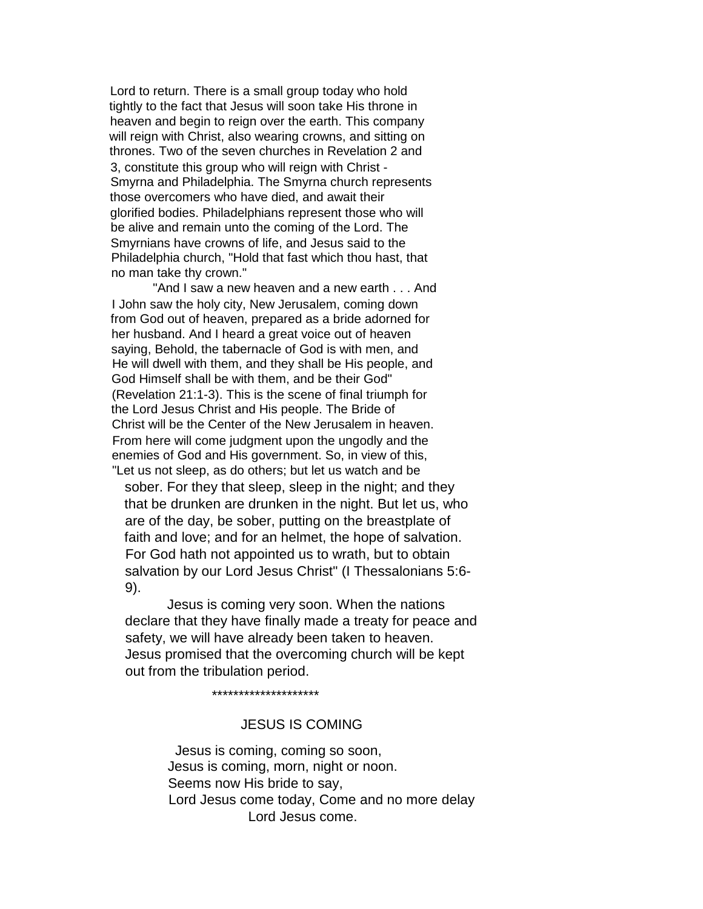Lord to return. There is a small group today who hold tightly to the fact that Jesus will soon take His throne in heaven and begin to reign over the earth. This company will reign with Christ, also wearing crowns, and sitting on thrones. Two of the seven churches in Revelation 2 and 3, constitute this group who will reign with Christ - Smyrna and Philadelphia. The Smyrna church represents those overcomers who have died, and await their glorified bodies. Philadelphians represent those who will be alive and remain unto the coming of the Lord. The Smyrnians have crowns of life, and Jesus said to the Philadelphia church, "Hold that fast which thou hast, that no man take thy crown."

"And I saw a new heaven and a new earth . . . And I John saw the holy city, New Jerusalem, coming down from God out of heaven, prepared as a bride adorned for her husband. And I heard a great voice out of heaven saying, Behold, the tabernacle of God is with men, and He will dwell with them, and they shall be His people, and God Himself shall be with them, and be their God" (Revelation 21:1-3). This is the scene of final triumph for the Lord Jesus Christ and His people. The Bride of Christ will be the Center of the New Jerusalem in heaven. From here will come judgment upon the ungodly and the enemies of God and His government. So, in view of this, "Let us not sleep, as do others; but let us watch and be sober. For they that sleep, sleep in the night; and they that be drunken are drunken in the night. But let us, who are of the day, be sober, putting on the breastplate of faith and love; and for an helmet, the hope of salvation. For God hath not appointed us to wrath, but to obtain salvation by our Lord Jesus Christ" (I Thessalonians 5:6-9).

Jesus is coming very soon. When the nations declare that they have finally made a treaty for peace and safety, we will have already been taken to heaven. Jesus promised that the overcoming church will be kept out from the tribulation period.

********************

## JESUS IS COMING

Jesus is coming, coming so soon,  
Jesus is coming, morn, night or noon.  
Seems now His bride to say,  
Lord Jesus come today, Come and no more delay  
Lord Jesus come.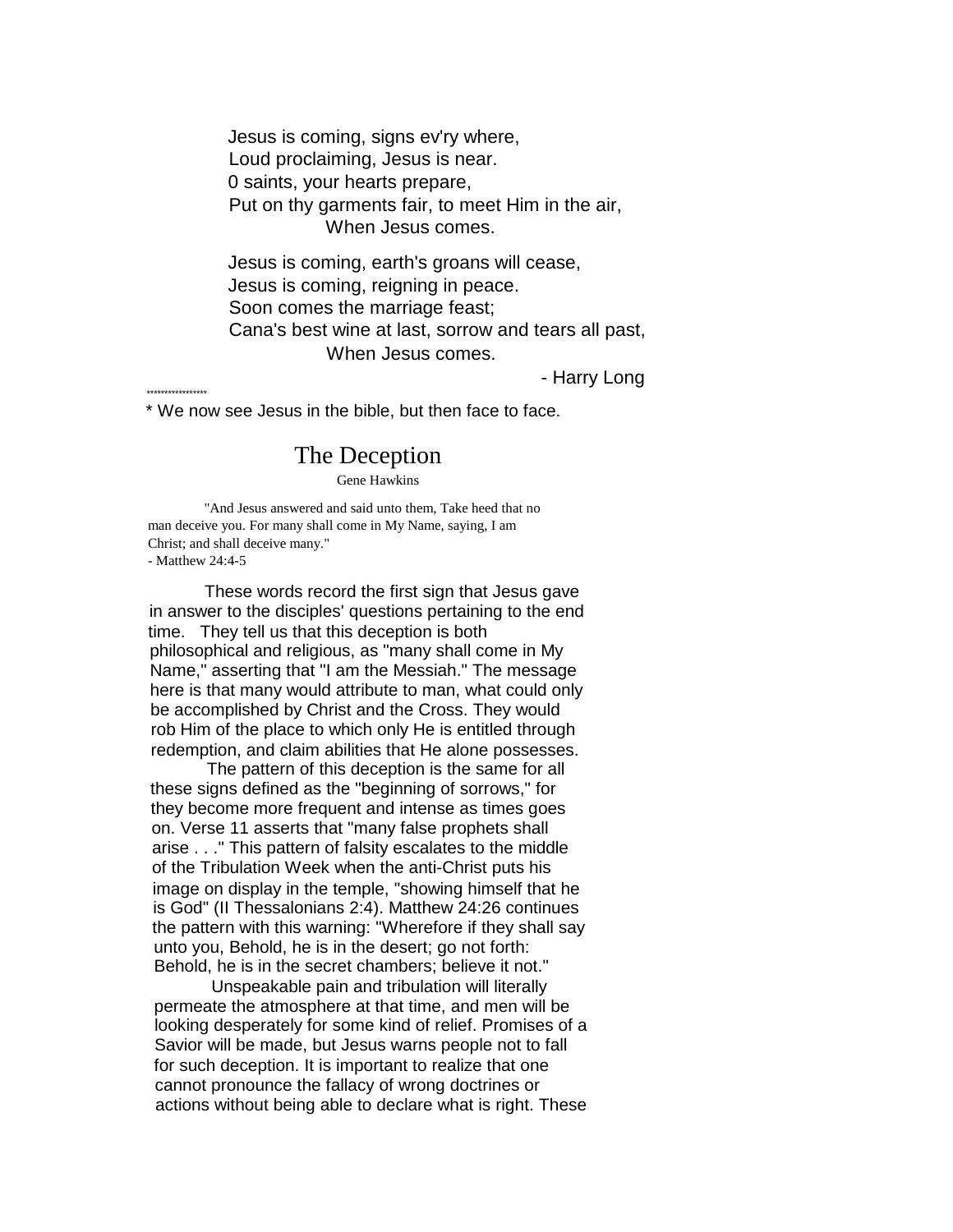Jesus is coming, signs ev'ry where,  
Loud proclaiming, Jesus is near.  
0 saints, your hearts prepare,  
Put on thy garments fair, to meet Him in the air,  
When Jesus comes.

Jesus is coming, earth's groans will cease,  
Jesus is coming, reigning in peace.  
Soon comes the marriage feast;  
Cana's best wine at last, sorrow and tears all past,  
When Jesus comes.

- Harry Long

****************

* We now see Jesus in the bible, but then face to face.

# The Deception

Gene Hawkins

"And Jesus answered and said unto them, Take heed that no man deceive you. For many shall come in My Name, saying, I am Christ; and shall deceive many."  
- Matthew 24:4-5

These words record the first sign that Jesus gave in answer to the disciples' questions pertaining to the end time. They tell us that this deception is both philosophical and religious, as "many shall come in My Name," asserting that "I am the Messiah." The message here is that many would attribute to man, what could only be accomplished by Christ and the Cross. They would rob Him of the place to which only He is entitled through redemption, and claim abilities that He alone possesses.

The pattern of this deception is the same for all these signs defined as the "beginning of sorrows," for they become more frequent and intense as times goes on. Verse 11 asserts that "many false prophets shall arise . . ." This pattern of falsity escalates to the middle of the Tribulation Week when the anti-Christ puts his image on display in the temple, "showing himself that he is God" (II Thessalonians 2:4). Matthew 24:26 continues the pattern with this warning: "Wherefore if they shall say unto you, Behold, he is in the desert; go not forth: Behold, he is in the secret chambers; believe it not."

Unspeakable pain and tribulation will literally permeate the atmosphere at that time, and men will be looking desperately for some kind of relief. Promises of a Savior will be made, but Jesus warns people not to fall for such deception. It is important to realize that one cannot pronounce the fallacy of wrong doctrines or actions without being able to declare what is right. These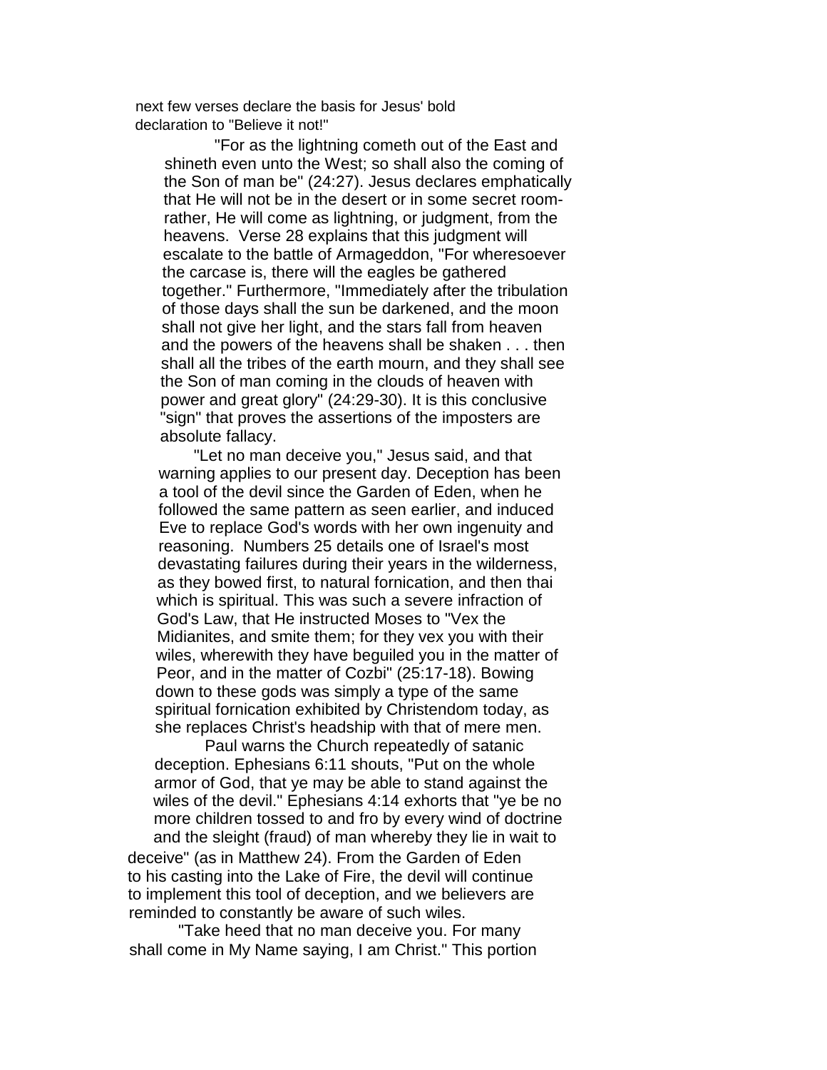next few verses declare the basis for Jesus' bold declaration to "Believe it not!"

"For as the lightning cometh out of the East and shineth even unto the West; so shall also the coming of the Son of man be" (24:27). Jesus declares emphatically that He will not be in the desert or in some secret room-rather, He will come as lightning, or judgment, from the heavens. Verse 28 explains that this judgment will escalate to the battle of Armageddon, "For wheresoever the carcase is, there will the eagles be gathered together." Furthermore, "Immediately after the tribulation of those days shall the sun be darkened, and the moon shall not give her light, and the stars fall from heaven and the powers of the heavens shall be shaken . . . then shall all the tribes of the earth mourn, and they shall see the Son of man coming in the clouds of heaven with power and great glory" (24:29-30). It is this conclusive "sign" that proves the assertions of the imposters are absolute fallacy.

"Let no man deceive you," Jesus said, and that warning applies to our present day. Deception has been a tool of the devil since the Garden of Eden, when he followed the same pattern as seen earlier, and induced Eve to replace God's words with her own ingenuity and reasoning. Numbers 25 details one of Israel's most devastating failures during their years in the wilderness, as they bowed first, to natural fornication, and then thai which is spiritual. This was such a severe infraction of God's Law, that He instructed Moses to "Vex the Midianites, and smite them; for they vex you with their wiles, wherewith they have beguiled you in the matter of Peor, and in the matter of Cozbi" (25:17-18). Bowing down to these gods was simply a type of the same spiritual fornication exhibited by Christendom today, as she replaces Christ's headship with that of mere men.

Paul warns the Church repeatedly of satanic deception. Ephesians 6:11 shouts, "Put on the whole armor of God, that ye may be able to stand against the wiles of the devil." Ephesians 4:14 exhorts that "ye be no more children tossed to and fro by every wind of doctrine and the sleight (fraud) of man whereby they lie in wait to deceive" (as in Matthew 24). From the Garden of Eden to his casting into the Lake of Fire, the devil will continue to implement this tool of deception, and we believers are reminded to constantly be aware of such wiles.

"Take heed that no man deceive you. For many shall come in My Name saying, I am Christ." This portion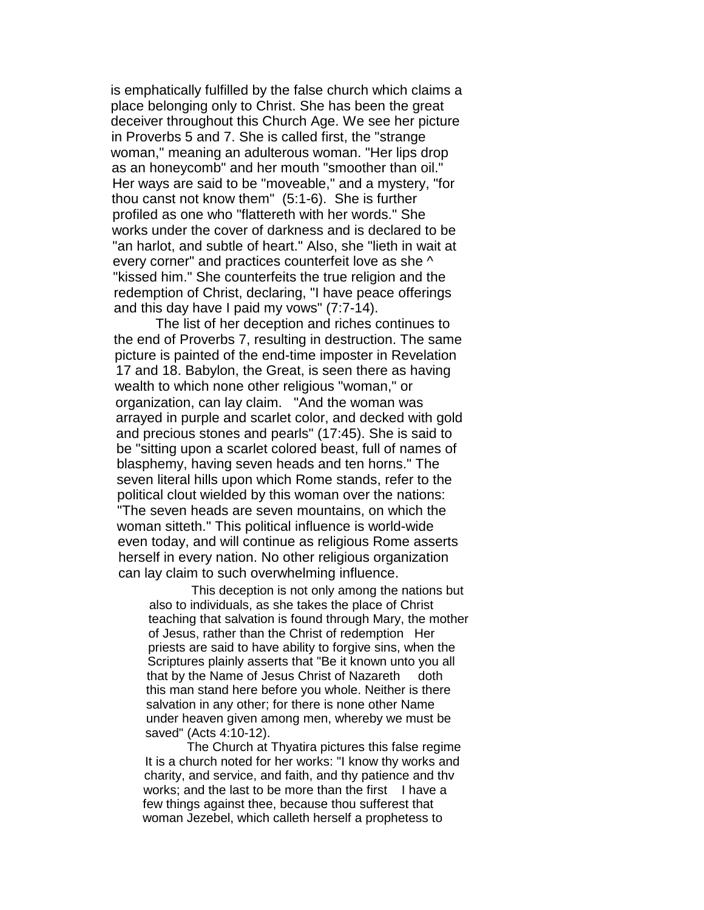is emphatically fulfilled by the false church which claims a place belonging only to Christ. She has been the great deceiver throughout this Church Age. We see her picture in Proverbs 5 and 7. She is called first, the "strange woman," meaning an adulterous woman. "Her lips drop as an honeycomb" and her mouth "smoother than oil." Her ways are said to be "moveable," and a mystery, "for thou canst not know them" (5:1-6). She is further profiled as one who "flattereth with her words." She works under the cover of darkness and is declared to be "an harlot, and subtle of heart." Also, she "lieth in wait at every corner" and practices counterfeit love as she ^ "kissed him." She counterfeits the true religion and the redemption of Christ, declaring, "I have peace offerings and this day have I paid my vows" (7:7-14).

The list of her deception and riches continues to the end of Proverbs 7, resulting in destruction. The same picture is painted of the end-time imposter in Revelation 17 and 18. Babylon, the Great, is seen there as having wealth to which none other religious "woman," or organization, can lay claim. "And the woman was arrayed in purple and scarlet color, and decked with gold and precious stones and pearls" (17:45). She is said to be "sitting upon a scarlet colored beast, full of names of blasphemy, having seven heads and ten horns." The seven literal hills upon which Rome stands, refer to the political clout wielded by this woman over the nations: "The seven heads are seven mountains, on which the woman sitteth." This political influence is world-wide even today, and will continue as religious Rome asserts herself in every nation. No other religious organization can lay claim to such overwhelming influence.

This deception is not only among the nations but also to individuals, as she takes the place of Christ teaching that salvation is found through Mary, the mother of Jesus, rather than the Christ of redemption Her priests are said to have ability to forgive sins, when the Scriptures plainly asserts that "Be it known unto you all that by the Name of Jesus Christ of Nazareth doth this man stand here before you whole. Neither is there salvation in any other; for there is none other Name under heaven given among men, whereby we must be saved" (Acts 4:10-12).

The Church at Thyatira pictures this false regime It is a church noted for her works: "I know thy works and charity, and service, and faith, and thy patience and thv works; and the last to be more than the first I have a few things against thee, because thou sufferest that woman Jezebel, which calleth herself a prophetess to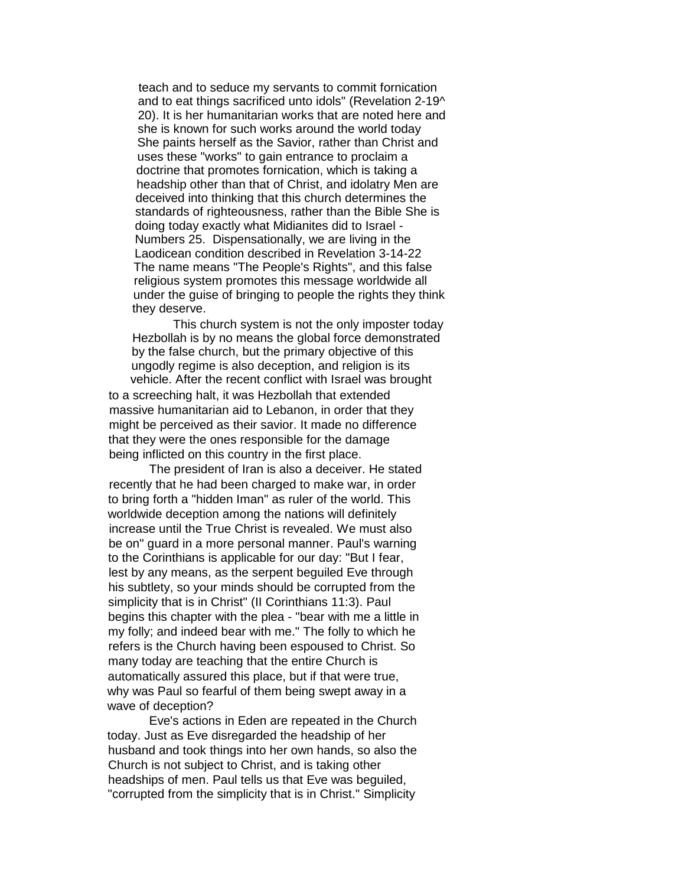teach and to seduce my servants to commit fornication and to eat things sacrificed unto idols" (Revelation 2-19^ 20). It is her humanitarian works that are noted here and she is known for such works around the world today She paints herself as the Savior, rather than Christ and uses these "works" to gain entrance to proclaim a doctrine that promotes fornication, which is taking a headship other than that of Christ, and idolatry Men are deceived into thinking that this church determines the standards of righteousness, rather than the Bible She is doing today exactly what Midianites did to Israel - Numbers 25. Dispensationally, we are living in the Laodicean condition described in Revelation 3-14-22 The name means "The People's Rights", and this false religious system promotes this message worldwide all under the guise of bringing to people the rights they think they deserve.

This church system is not the only imposter today Hezbollah is by no means the global force demonstrated by the false church, but the primary objective of this ungodly regime is also deception, and religion is its vehicle. After the recent conflict with Israel was brought to a screeching halt, it was Hezbollah that extended massive humanitarian aid to Lebanon, in order that they might be perceived as their savior. It made no difference that they were the ones responsible for the damage being inflicted on this country in the first place.

The president of Iran is also a deceiver. He stated recently that he had been charged to make war, in order to bring forth a "hidden Iman" as ruler of the world. This worldwide deception among the nations will definitely increase until the True Christ is revealed. We must also be on" guard in a more personal manner. Paul's warning to the Corinthians is applicable for our day: "But I fear, lest by any means, as the serpent beguiled Eve through his subtlety, so your minds should be corrupted from the simplicity that is in Christ" (II Corinthians 11:3). Paul begins this chapter with the plea - "bear with me a little in my folly; and indeed bear with me." The folly to which he refers is the Church having been espoused to Christ. So many today are teaching that the entire Church is automatically assured this place, but if that were true, why was Paul so fearful of them being swept away in a wave of deception?

Eve's actions in Eden are repeated in the Church today. Just as Eve disregarded the headship of her husband and took things into her own hands, so also the Church is not subject to Christ, and is taking other headships of men. Paul tells us that Eve was beguiled, "corrupted from the simplicity that is in Christ." Simplicity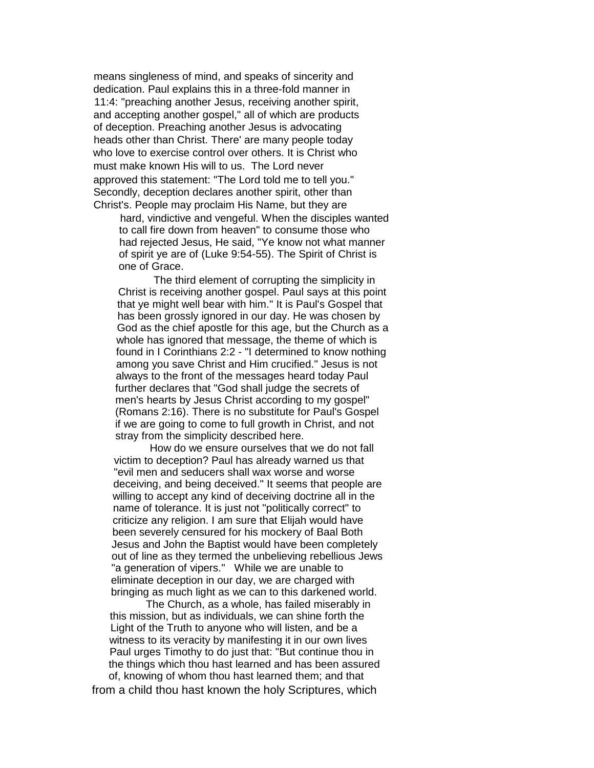means singleness of mind, and speaks of sincerity and dedication. Paul explains this in a three-fold manner in 11:4: "preaching another Jesus, receiving another spirit, and accepting another gospel," all of which are products of deception. Preaching another Jesus is advocating heads other than Christ. There' are many people today who love to exercise control over others. It is Christ who must make known His will to us. The Lord never approved this statement: "The Lord told me to tell you." Secondly, deception declares another spirit, other than Christ's. People may proclaim His Name, but they are hard, vindictive and vengeful. When the disciples wanted to call fire down from heaven" to consume those who had rejected Jesus, He said, "Ye know not what manner of spirit ye are of (Luke 9:54-55). The Spirit of Christ is one of Grace.

The third element of corrupting the simplicity in Christ is receiving another gospel. Paul says at this point that ye might well bear with him." It is Paul's Gospel that has been grossly ignored in our day. He was chosen by God as the chief apostle for this age, but the Church as a whole has ignored that message, the theme of which is found in I Corinthians 2:2 - "I determined to know nothing among you save Christ and Him crucified." Jesus is not always to the front of the messages heard today Paul further declares that "God shall judge the secrets of men's hearts by Jesus Christ according to my gospel" (Romans 2:16). There is no substitute for Paul's Gospel if we are going to come to full growth in Christ, and not stray from the simplicity described here.

How do we ensure ourselves that we do not fall victim to deception? Paul has already warned us that "evil men and seducers shall wax worse and worse deceiving, and being deceived." It seems that people are willing to accept any kind of deceiving doctrine all in the name of tolerance. It is just not "politically correct" to criticize any religion. I am sure that Elijah would have been severely censured for his mockery of Baal Both Jesus and John the Baptist would have been completely out of line as they termed the unbelieving rebellious Jews "a generation of vipers." While we are unable to eliminate deception in our day, we are charged with bringing as much light as we can to this darkened world.

The Church, as a whole, has failed miserably in this mission, but as individuals, we can shine forth the Light of the Truth to anyone who will listen, and be a witness to its veracity by manifesting it in our own lives Paul urges Timothy to do just that: "But continue thou in the things which thou hast learned and has been assured of, knowing of whom thou hast learned them; and that from a child thou hast known the holy Scriptures, which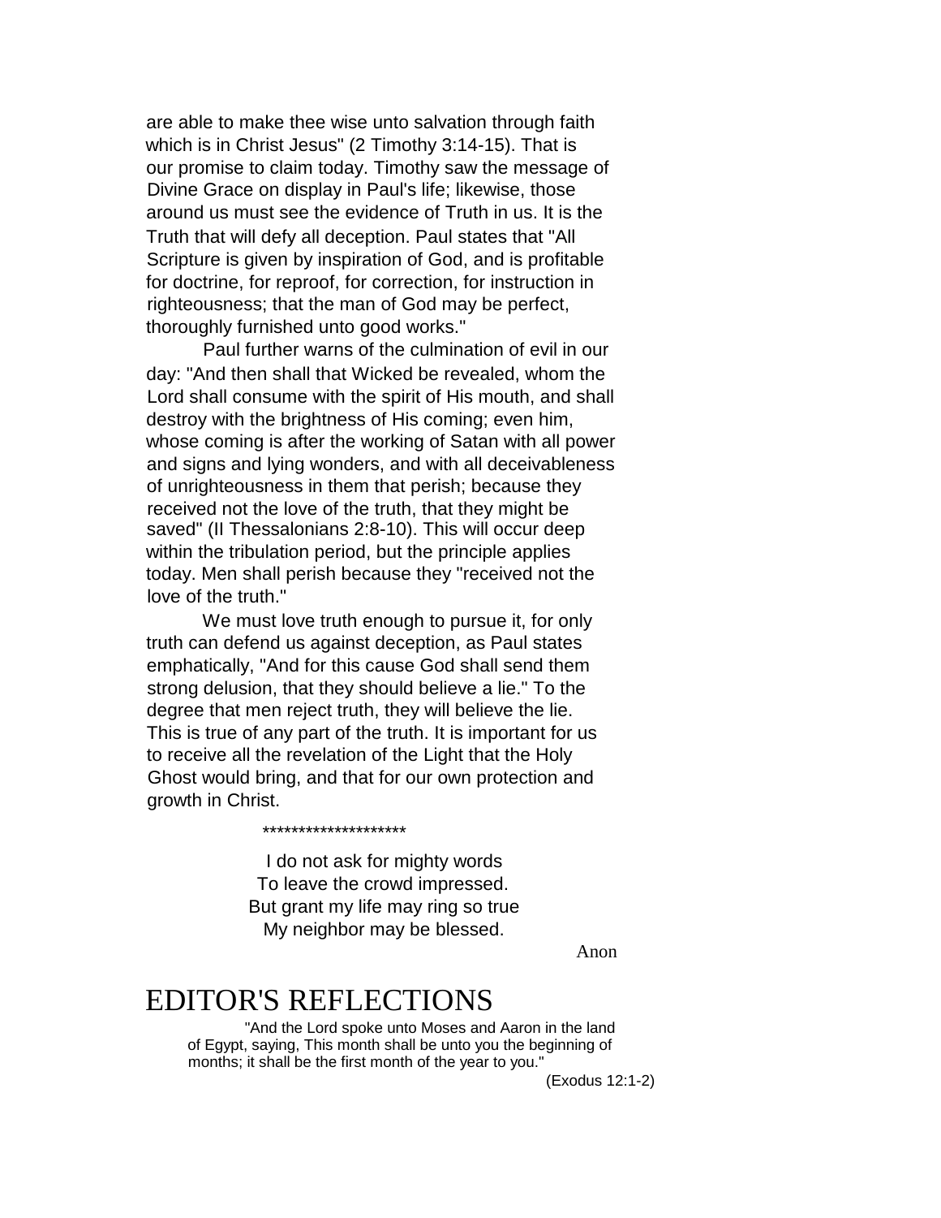are able to make thee wise unto salvation through faith which is in Christ Jesus" (2 Timothy 3:14-15). That is our promise to claim today. Timothy saw the message of Divine Grace on display in Paul's life; likewise, those around us must see the evidence of Truth in us. It is the Truth that will defy all deception. Paul states that "All Scripture is given by inspiration of God, and is profitable for doctrine, for reproof, for correction, for instruction in righteousness; that the man of God may be perfect, thoroughly furnished unto good works."

Paul further warns of the culmination of evil in our day: "And then shall that Wicked be revealed, whom the Lord shall consume with the spirit of His mouth, and shall destroy with the brightness of His coming; even him, whose coming is after the working of Satan with all power and signs and lying wonders, and with all deceivableness of unrighteousness in them that perish; because they received not the love of the truth, that they might be saved" (II Thessalonians 2:8-10). This will occur deep within the tribulation period, but the principle applies today. Men shall perish because they "received not the love of the truth."

We must love truth enough to pursue it, for only truth can defend us against deception, as Paul states emphatically, "And for this cause God shall send them strong delusion, that they should believe a lie." To the degree that men reject truth, they will believe the lie. This is true of any part of the truth. It is important for us to receive all the revelation of the Light that the Holy Ghost would bring, and that for our own protection and growth in Christ.

********************

I do not ask for mighty words
To leave the crowd impressed.
But grant my life may ring so true
My neighbor may be blessed.

Anon

# EDITOR'S REFLECTIONS

"And the Lord spoke unto Moses and Aaron in the land of Egypt, saying, This month shall be unto you the beginning of months; it shall be the first month of the year to you."

(Exodus 12:1-2)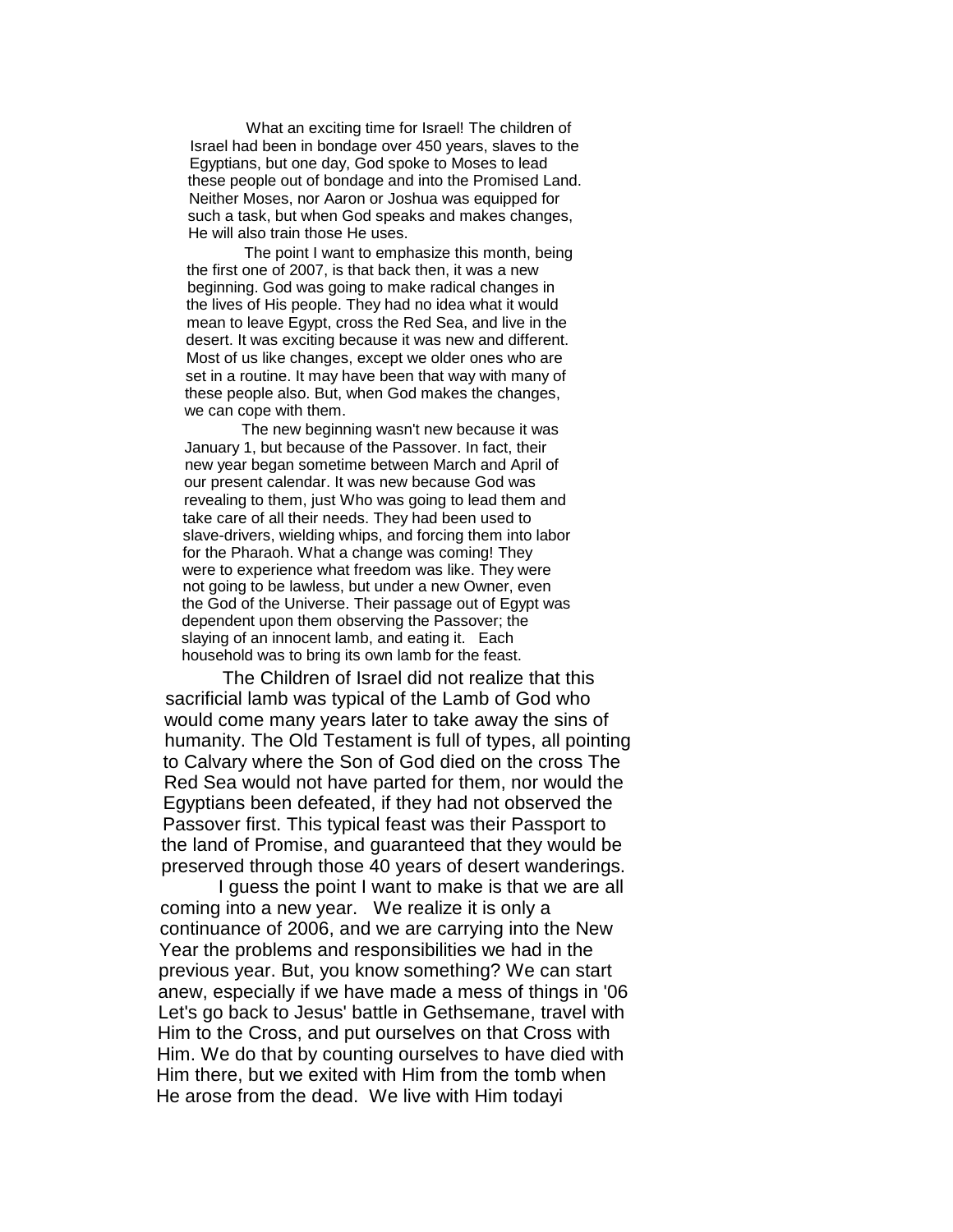What an exciting time for Israel! The children of Israel had been in bondage over 450 years, slaves to the Egyptians, but one day, God spoke to Moses to lead these people out of bondage and into the Promised Land. Neither Moses, nor Aaron or Joshua was equipped for such a task, but when God speaks and makes changes, He will also train those He uses.

The point I want to emphasize this month, being the first one of 2007, is that back then, it was a new beginning. God was going to make radical changes in the lives of His people. They had no idea what it would mean to leave Egypt, cross the Red Sea, and live in the desert. It was exciting because it was new and different. Most of us like changes, except we older ones who are set in a routine. It may have been that way with many of these people also. But, when God makes the changes, we can cope with them.

The new beginning wasn't new because it was January 1, but because of the Passover. In fact, their new year began sometime between March and April of our present calendar. It was new because God was revealing to them, just Who was going to lead them and take care of all their needs. They had been used to slave-drivers, wielding whips, and forcing them into labor for the Pharaoh. What a change was coming! They were to experience what freedom was like. They were not going to be lawless, but under a new Owner, even the God of the Universe. Their passage out of Egypt was dependent upon them observing the Passover; the slaying of an innocent lamb, and eating it. Each household was to bring its own lamb for the feast.

The Children of Israel did not realize that this sacrificial lamb was typical of the Lamb of God who would come many years later to take away the sins of humanity. The Old Testament is full of types, all pointing to Calvary where the Son of God died on the cross The Red Sea would not have parted for them, nor would the Egyptians been defeated, if they had not observed the Passover first. This typical feast was their Passport to the land of Promise, and guaranteed that they would be preserved through those 40 years of desert wanderings.

I guess the point I want to make is that we are all coming into a new year. We realize it is only a continuance of 2006, and we are carrying into the New Year the problems and responsibilities we had in the previous year. But, you know something? We can start anew, especially if we have made a mess of things in '06 Let's go back to Jesus' battle in Gethsemane, travel with Him to the Cross, and put ourselves on that Cross with Him. We do that by counting ourselves to have died with Him there, but we exited with Him from the tomb when He arose from the dead. We live with Him todayi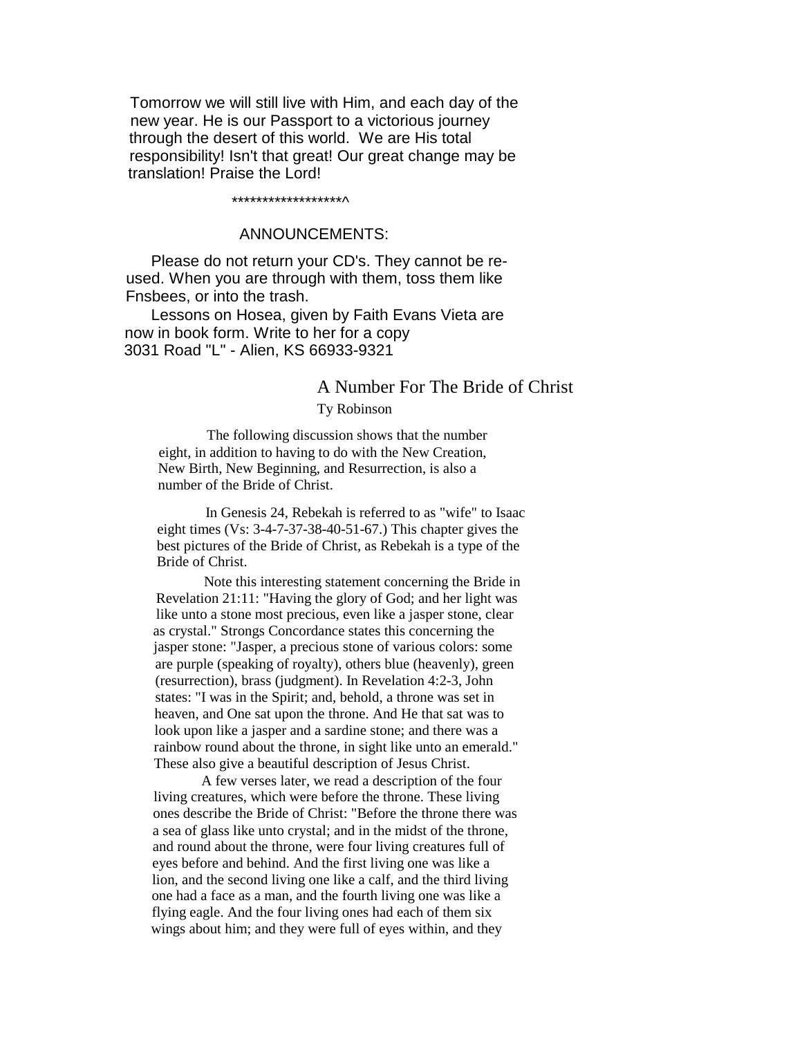Tomorrow we will still live with Him, and each day of the new year. He is our Passport to a victorious journey through the desert of this world. We are His total responsibility! Isn't that great! Our great change may be translation! Praise the Lord!

******************^

ANNOUNCEMENTS:

Please do not return your CD's. They cannot be re-used. When you are through with them, toss them like Fnsbees, or into the trash.

Lessons on Hosea, given by Faith Evans Vieta are now in book form. Write to her for a copy 3031 Road "L" - Alien, KS 66933-9321

## A Number For The Bride of Christ

Ty Robinson

The following discussion shows that the number eight, in addition to having to do with the New Creation, New Birth, New Beginning, and Resurrection, is also a number of the Bride of Christ.

In Genesis 24, Rebekah is referred to as "wife" to Isaac eight times (Vs: 3-4-7-37-38-40-51-67.) This chapter gives the best pictures of the Bride of Christ, as Rebekah is a type of the Bride of Christ.

Note this interesting statement concerning the Bride in Revelation 21:11: "Having the glory of God; and her light was like unto a stone most precious, even like a jasper stone, clear as crystal." Strongs Concordance states this concerning the jasper stone: "Jasper, a precious stone of various colors: some are purple (speaking of royalty), others blue (heavenly), green (resurrection), brass (judgment). In Revelation 4:2-3, John states: "I was in the Spirit; and, behold, a throne was set in heaven, and One sat upon the throne. And He that sat was to look upon like a jasper and a sardine stone; and there was a rainbow round about the throne, in sight like unto an emerald." These also give a beautiful description of Jesus Christ.

A few verses later, we read a description of the four living creatures, which were before the throne. These living ones describe the Bride of Christ: "Before the throne there was a sea of glass like unto crystal; and in the midst of the throne, and round about the throne, were four living creatures full of eyes before and behind. And the first living one was like a lion, and the second living one like a calf, and the third living one had a face as a man, and the fourth living one was like a flying eagle. And the four living ones had each of them six wings about him; and they were full of eyes within, and they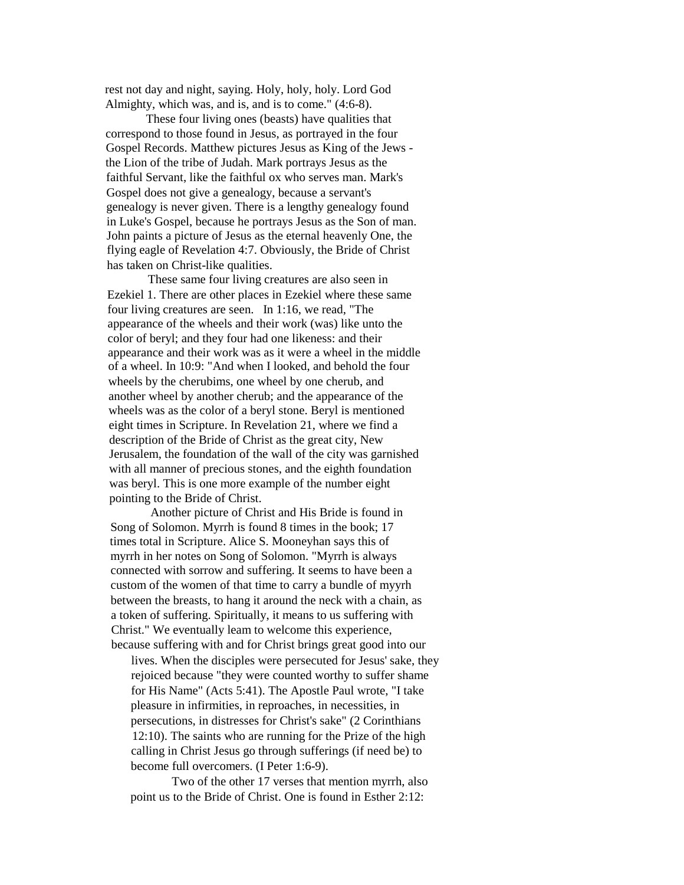rest not day and night, saying. Holy, holy, holy. Lord God Almighty, which was, and is, and is to come." (4:6-8).

These four living ones (beasts) have qualities that correspond to those found in Jesus, as portrayed in the four Gospel Records. Matthew pictures Jesus as King of the Jews - the Lion of the tribe of Judah. Mark portrays Jesus as the faithful Servant, like the faithful ox who serves man. Mark's Gospel does not give a genealogy, because a servant's genealogy is never given. There is a lengthy genealogy found in Luke's Gospel, because he portrays Jesus as the Son of man. John paints a picture of Jesus as the eternal heavenly One, the flying eagle of Revelation 4:7. Obviously, the Bride of Christ has taken on Christ-like qualities.

These same four living creatures are also seen in Ezekiel 1. There are other places in Ezekiel where these same four living creatures are seen. In 1:16, we read, "The appearance of the wheels and their work (was) like unto the color of beryl; and they four had one likeness: and their appearance and their work was as it were a wheel in the middle of a wheel. In 10:9: "And when I looked, and behold the four wheels by the cherubims, one wheel by one cherub, and another wheel by another cherub; and the appearance of the wheels was as the color of a beryl stone. Beryl is mentioned eight times in Scripture. In Revelation 21, where we find a description of the Bride of Christ as the great city, New Jerusalem, the foundation of the wall of the city was garnished with all manner of precious stones, and the eighth foundation was beryl. This is one more example of the number eight pointing to the Bride of Christ.

Another picture of Christ and His Bride is found in Song of Solomon. Myrrh is found 8 times in the book; 17 times total in Scripture. Alice S. Mooneyhan says this of myrrh in her notes on Song of Solomon. "Myrrh is always connected with sorrow and suffering. It seems to have been a custom of the women of that time to carry a bundle of myyrh between the breasts, to hang it around the neck with a chain, as a token of suffering. Spiritually, it means to us suffering with Christ." We eventually leam to welcome this experience, because suffering with and for Christ brings great good into our lives. When the disciples were persecuted for Jesus' sake, they rejoiced because "they were counted worthy to suffer shame for His Name" (Acts 5:41). The Apostle Paul wrote, "I take pleasure in infirmities, in reproaches, in necessities, in persecutions, in distresses for Christ's sake" (2 Corinthians 12:10). The saints who are running for the Prize of the high calling in Christ Jesus go through sufferings (if need be) to become full overcomers. (I Peter 1:6-9).

Two of the other 17 verses that mention myrrh, also point us to the Bride of Christ. One is found in Esther 2:12: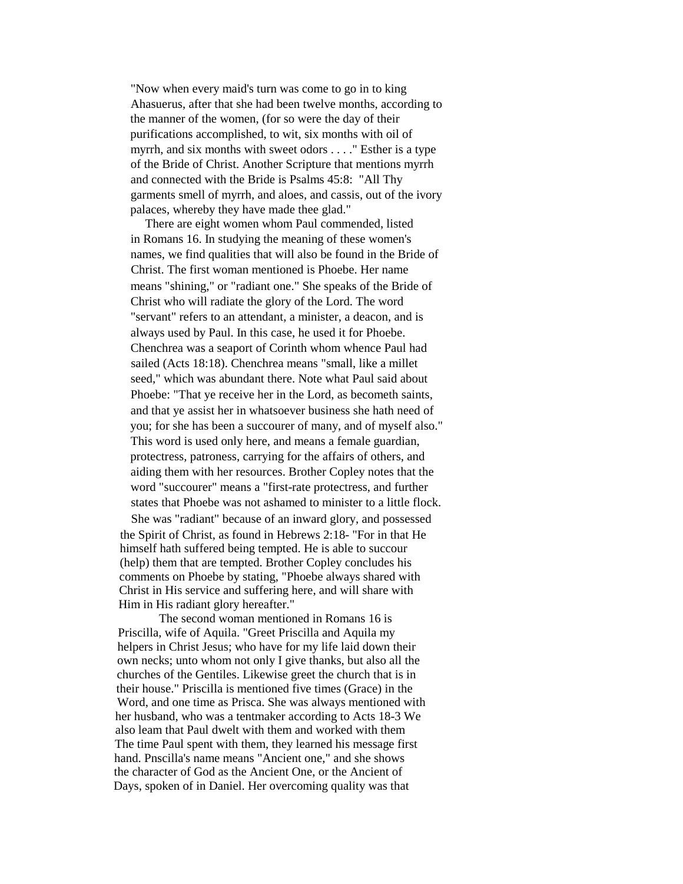"Now when every maid's turn was come to go in to king Ahasuerus, after that she had been twelve months, according to the manner of the women, (for so were the day of their purifications accomplished, to wit, six months with oil of myrrh, and six months with sweet odors . . . ." Esther is a type of the Bride of Christ. Another Scripture that mentions myrrh and connected with the Bride is Psalms 45:8: "All Thy garments smell of myrrh, and aloes, and cassis, out of the ivory palaces, whereby they have made thee glad."

There are eight women whom Paul commended, listed in Romans 16. In studying the meaning of these women's names, we find qualities that will also be found in the Bride of Christ. The first woman mentioned is Phoebe. Her name means "shining," or "radiant one." She speaks of the Bride of Christ who will radiate the glory of the Lord. The word "servant" refers to an attendant, a minister, a deacon, and is always used by Paul. In this case, he used it for Phoebe. Chenchrea was a seaport of Corinth whom whence Paul had sailed (Acts 18:18). Chenchrea means "small, like a millet seed," which was abundant there. Note what Paul said about Phoebe: "That ye receive her in the Lord, as becometh saints, and that ye assist her in whatsoever business she hath need of you; for she has been a succourer of many, and of myself also." This word is used only here, and means a female guardian, protectress, patroness, carrying for the affairs of others, and aiding them with her resources. Brother Copley notes that the word "succourer" means a "first-rate protectress, and further states that Phoebe was not ashamed to minister to a little flock.

She was "radiant" because of an inward glory, and possessed the Spirit of Christ, as found in Hebrews 2:18- "For in that He himself hath suffered being tempted. He is able to succour (help) them that are tempted. Brother Copley concludes his comments on Phoebe by stating, "Phoebe always shared with Christ in His service and suffering here, and will share with Him in His radiant glory hereafter."

The second woman mentioned in Romans 16 is Priscilla, wife of Aquila. "Greet Priscilla and Aquila my helpers in Christ Jesus; who have for my life laid down their own necks; unto whom not only I give thanks, but also all the churches of the Gentiles. Likewise greet the church that is in their house." Priscilla is mentioned five times (Grace) in the Word, and one time as Prisca. She was always mentioned with her husband, who was a tentmaker according to Acts 18-3 We also leam that Paul dwelt with them and worked with them The time Paul spent with them, they learned his message first hand. Pnscilla's name means "Ancient one," and she shows the character of God as the Ancient One, or the Ancient of Days, spoken of in Daniel. Her overcoming quality was that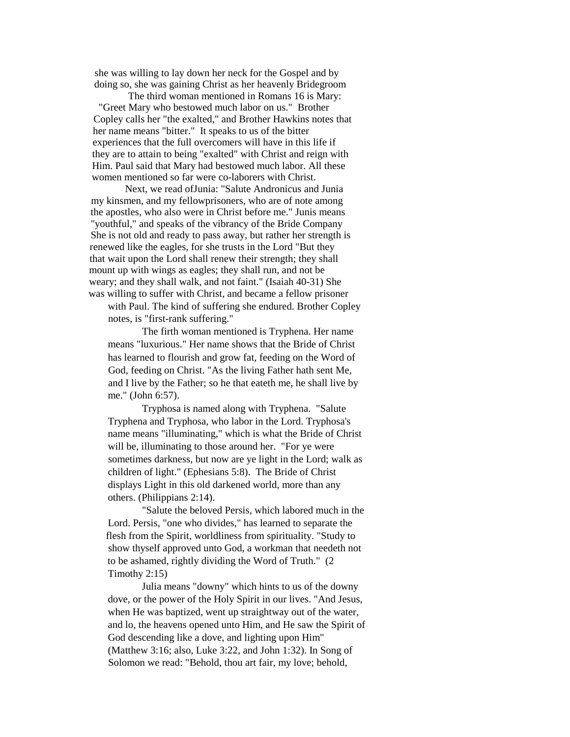she was willing to lay down her neck for the Gospel and by doing so, she was gaining Christ as her heavenly Bridegroom

The third woman mentioned in Romans 16 is Mary: "Greet Mary who bestowed much labor on us." Brother Copley calls her "the exalted," and Brother Hawkins notes that her name means "bitter." It speaks to us of the bitter experiences that the full overcomers will have in this life if they are to attain to being "exalted" with Christ and reign with Him. Paul said that Mary had bestowed much labor. All these women mentioned so far were co-laborers with Christ.

Next, we read ofJunia: "Salute Andronicus and Junia my kinsmen, and my fellowprisoners, who are of note among the apostles, who also were in Christ before me." Junis means "youthful," and speaks of the vibrancy of the Bride Company She is not old and ready to pass away, but rather her strength is renewed like the eagles, for she trusts in the Lord "But they that wait upon the Lord shall renew their strength; they shall mount up with wings as eagles; they shall run, and not be weary; and they shall walk, and not faint." (Isaiah 40-31) She was willing to suffer with Christ, and became a fellow prisoner with Paul. The kind of suffering she endured. Brother Copley notes, is "first-rank suffering."

The firth woman mentioned is Tryphena. Her name means "luxurious." Her name shows that the Bride of Christ has learned to flourish and grow fat, feeding on the Word of God, feeding on Christ. "As the living Father hath sent Me, and I live by the Father; so he that eateth me, he shall live by me." (John 6:57).

Tryphosa is named along with Tryphena. "Salute Tryphena and Tryphosa, who labor in the Lord. Tryphosa's name means "illuminating," which is what the Bride of Christ will be, illuminating to those around her. "For ye were sometimes darkness, but now are ye light in the Lord; walk as children of light." (Ephesians 5:8). The Bride of Christ displays Light in this old darkened world, more than any others. (Philippians 2:14).

"Salute the beloved Persis, which labored much in the Lord. Persis, "one who divides," has learned to separate the flesh from the Spirit, worldliness from spirituality. "Study to show thyself approved unto God, a workman that needeth not to be ashamed, rightly dividing the Word of Truth." (2 Timothy 2:15)

Julia means "downy" which hints to us of the downy dove, or the power of the Holy Spirit in our lives. "And Jesus, when He was baptized, went up straightway out of the water, and lo, the heavens opened unto Him, and He saw the Spirit of God descending like a dove, and lighting upon Him" (Matthew 3:16; also, Luke 3:22, and John 1:32). In Song of Solomon we read: "Behold, thou art fair, my love; behold,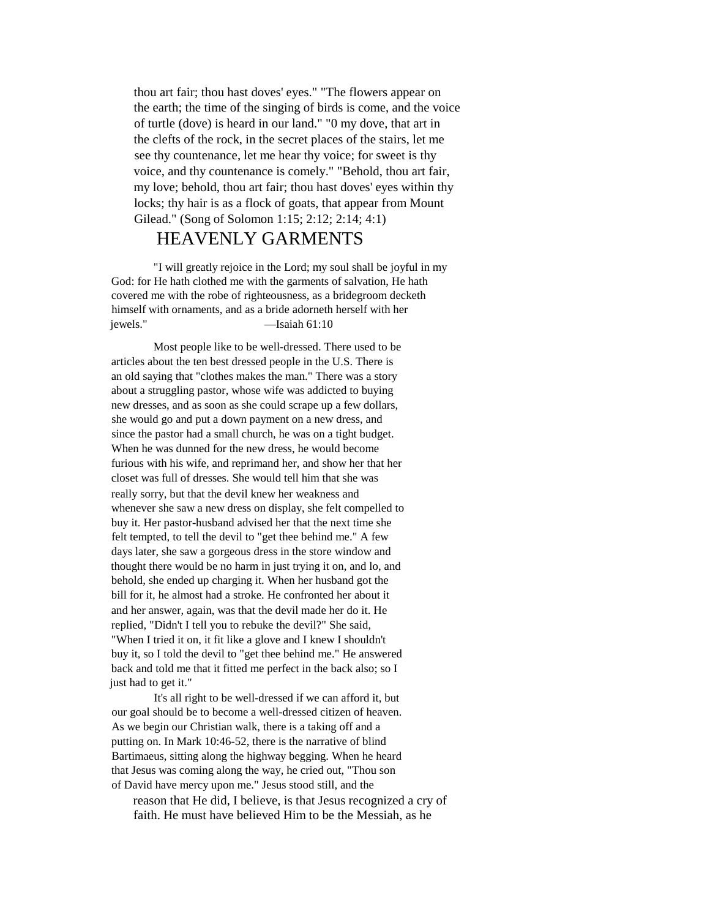thou art fair; thou hast doves' eyes." "The flowers appear on the earth; the time of the singing of birds is come, and the voice of turtle (dove) is heard in our land." "0 my dove, that art in the clefts of the rock, in the secret places of the stairs, let me see thy countenance, let me hear thy voice; for sweet is thy voice, and thy countenance is comely." "Behold, thou art fair, my love; behold, thou art fair; thou hast doves' eyes within thy locks; thy hair is as a flock of goats, that appear from Mount Gilead." (Song of Solomon 1:15; 2:12; 2:14; 4:1)

## HEAVENLY GARMENTS

"I will greatly rejoice in the Lord; my soul shall be joyful in my God: for He hath clothed me with the garments of salvation, He hath covered me with the robe of righteousness, as a bridegroom decketh himself with ornaments, and as a bride adorneth herself with her jewels." —Isaiah 61:10

Most people like to be well-dressed. There used to be articles about the ten best dressed people in the U.S. There is an old saying that "clothes makes the man." There was a story about a struggling pastor, whose wife was addicted to buying new dresses, and as soon as she could scrape up a few dollars, she would go and put a down payment on a new dress, and since the pastor had a small church, he was on a tight budget. When he was dunned for the new dress, he would become furious with his wife, and reprimand her, and show her that her closet was full of dresses. She would tell him that she was really sorry, but that the devil knew her weakness and whenever she saw a new dress on display, she felt compelled to buy it. Her pastor-husband advised her that the next time she felt tempted, to tell the devil to "get thee behind me." A few days later, she saw a gorgeous dress in the store window and thought there would be no harm in just trying it on, and lo, and behold, she ended up charging it. When her husband got the bill for it, he almost had a stroke. He confronted her about it and her answer, again, was that the devil made her do it. He replied, "Didn't I tell you to rebuke the devil?" She said, "When I tried it on, it fit like a glove and I knew I shouldn't buy it, so I told the devil to "get thee behind me." He answered back and told me that it fitted me perfect in the back also; so I just had to get it."

It's all right to be well-dressed if we can afford it, but our goal should be to become a well-dressed citizen of heaven. As we begin our Christian walk, there is a taking off and a putting on. In Mark 10:46-52, there is the narrative of blind Bartimaeus, sitting along the highway begging. When he heard that Jesus was coming along the way, he cried out, "Thou son of David have mercy upon me." Jesus stood still, and the reason that He did, I believe, is that Jesus recognized a cry of faith. He must have believed Him to be the Messiah, as he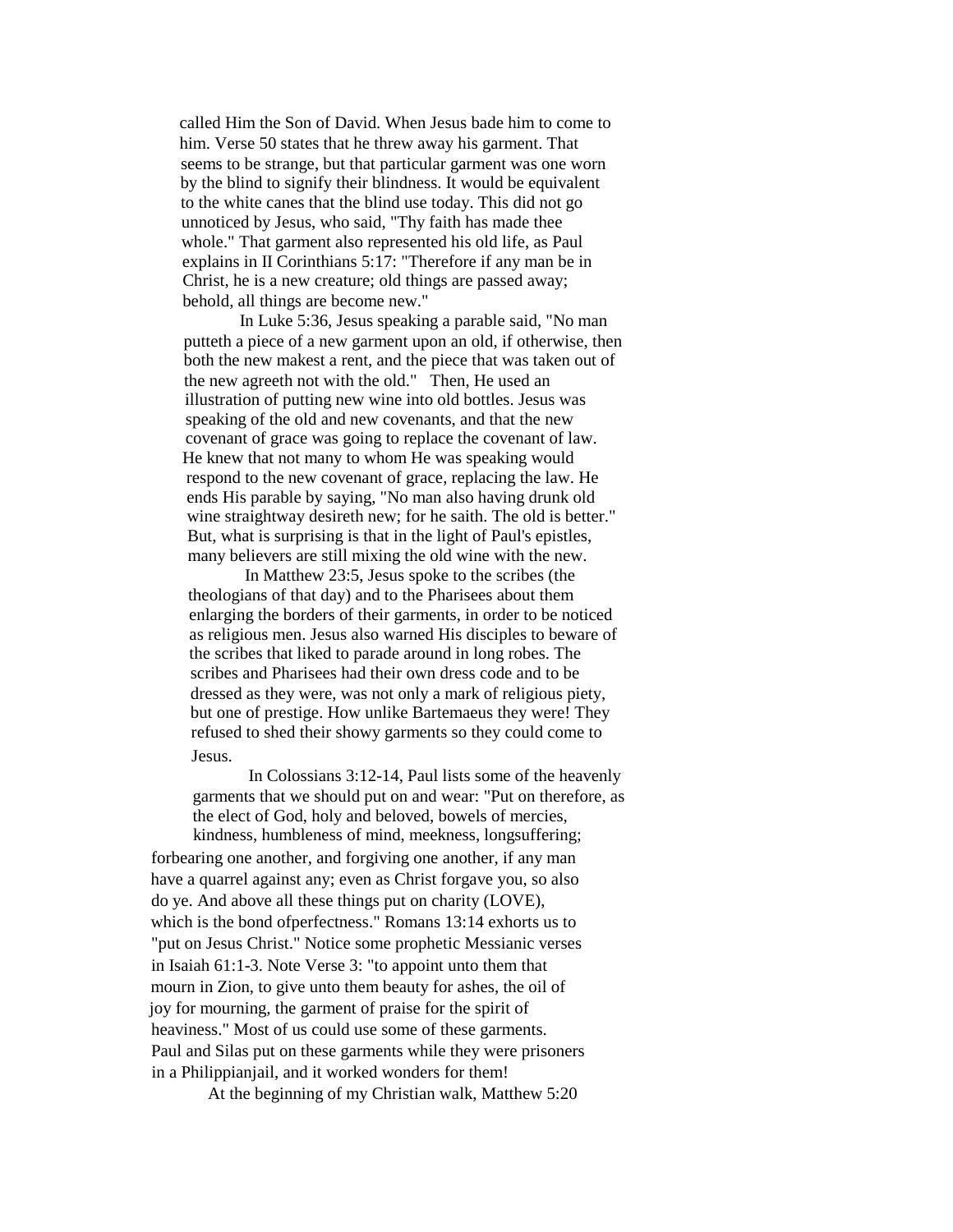called Him the Son of David. When Jesus bade him to come to him. Verse 50 states that he threw away his garment. That seems to be strange, but that particular garment was one worn by the blind to signify their blindness. It would be equivalent to the white canes that the blind use today. This did not go unnoticed by Jesus, who said, "Thy faith has made thee whole." That garment also represented his old life, as Paul explains in II Corinthians 5:17: "Therefore if any man be in Christ, he is a new creature; old things are passed away; behold, all things are become new."

In Luke 5:36, Jesus speaking a parable said, "No man putteth a piece of a new garment upon an old, if otherwise, then both the new makest a rent, and the piece that was taken out of the new agreeth not with the old." Then, He used an illustration of putting new wine into old bottles. Jesus was speaking of the old and new covenants, and that the new covenant of grace was going to replace the covenant of law. He knew that not many to whom He was speaking would respond to the new covenant of grace, replacing the law. He ends His parable by saying, "No man also having drunk old wine straightway desireth new; for he saith. The old is better." But, what is surprising is that in the light of Paul's epistles, many believers are still mixing the old wine with the new.

In Matthew 23:5, Jesus spoke to the scribes (the theologians of that day) and to the Pharisees about them enlarging the borders of their garments, in order to be noticed as religious men. Jesus also warned His disciples to beware of the scribes that liked to parade around in long robes. The scribes and Pharisees had their own dress code and to be dressed as they were, was not only a mark of religious piety, but one of prestige. How unlike Bartemaeus they were! They refused to shed their showy garments so they could come to Jesus.

In Colossians 3:12-14, Paul lists some of the heavenly garments that we should put on and wear: "Put on therefore, as the elect of God, holy and beloved, bowels of mercies, kindness, humbleness of mind, meekness, longsuffering; forbearing one another, and forgiving one another, if any man have a quarrel against any; even as Christ forgave you, so also do ye. And above all these things put on charity (LOVE), which is the bond ofperfectness." Romans 13:14 exhorts us to "put on Jesus Christ." Notice some prophetic Messianic verses in Isaiah 61:1-3. Note Verse 3: "to appoint unto them that mourn in Zion, to give unto them beauty for ashes, the oil of joy for mourning, the garment of praise for the spirit of heaviness." Most of us could use some of these garments. Paul and Silas put on these garments while they were prisoners in a Philippianjail, and it worked wonders for them!

At the beginning of my Christian walk, Matthew 5:20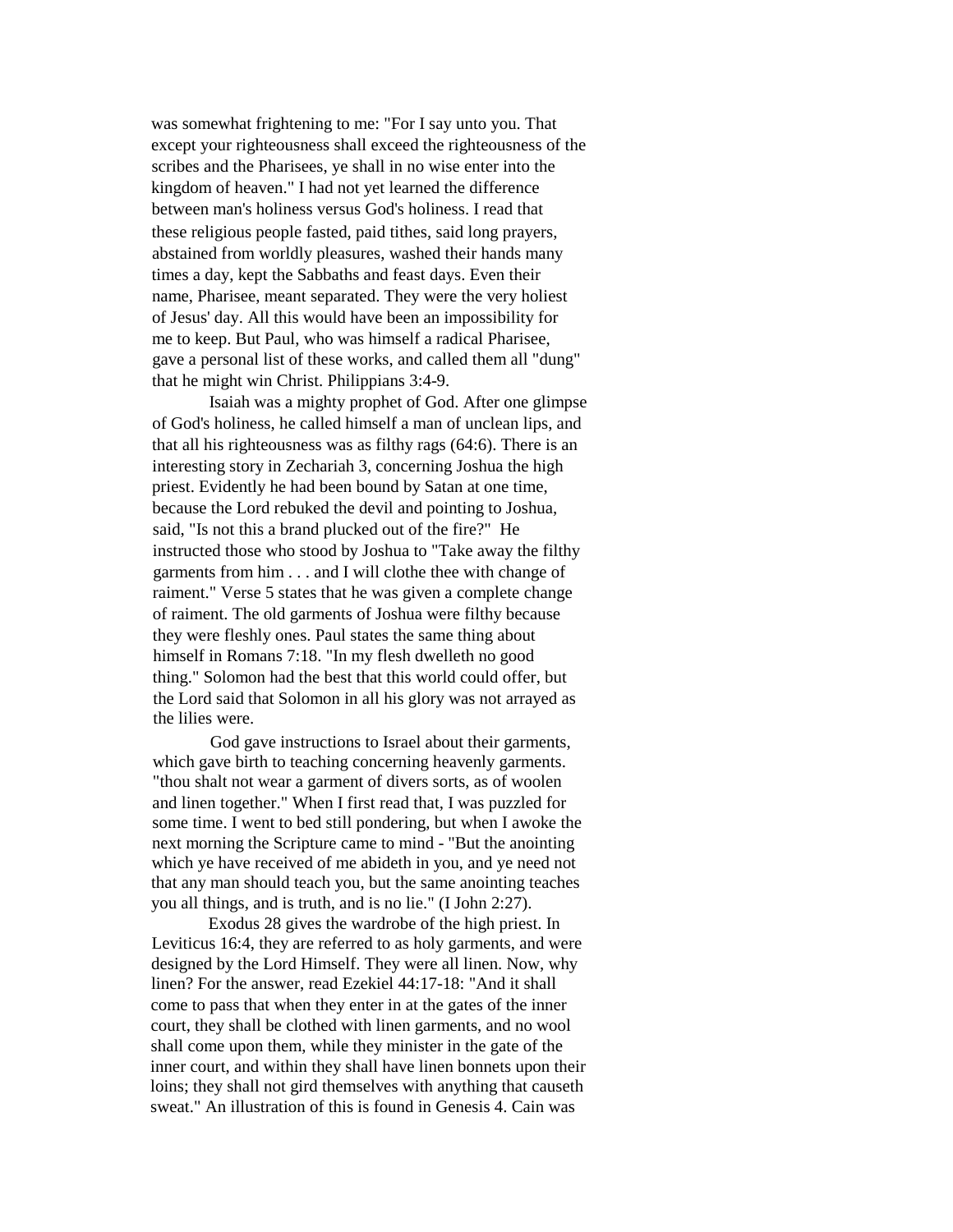was somewhat frightening to me: "For I say unto you. That except your righteousness shall exceed the righteousness of the scribes and the Pharisees, ye shall in no wise enter into the kingdom of heaven." I had not yet learned the difference between man's holiness versus God's holiness. I read that these religious people fasted, paid tithes, said long prayers, abstained from worldly pleasures, washed their hands many times a day, kept the Sabbaths and feast days. Even their name, Pharisee, meant separated. They were the very holiest of Jesus' day. All this would have been an impossibility for me to keep. But Paul, who was himself a radical Pharisee, gave a personal list of these works, and called them all "dung" that he might win Christ. Philippians 3:4-9.

Isaiah was a mighty prophet of God. After one glimpse of God's holiness, he called himself a man of unclean lips, and that all his righteousness was as filthy rags (64:6). There is an interesting story in Zechariah 3, concerning Joshua the high priest. Evidently he had been bound by Satan at one time, because the Lord rebuked the devil and pointing to Joshua, said, "Is not this a brand plucked out of the fire?" He instructed those who stood by Joshua to "Take away the filthy garments from him . . . and I will clothe thee with change of raiment." Verse 5 states that he was given a complete change of raiment. The old garments of Joshua were filthy because they were fleshly ones. Paul states the same thing about himself in Romans 7:18. "In my flesh dwelleth no good thing." Solomon had the best that this world could offer, but the Lord said that Solomon in all his glory was not arrayed as the lilies were.

God gave instructions to Israel about their garments, which gave birth to teaching concerning heavenly garments. "thou shalt not wear a garment of divers sorts, as of woolen and linen together." When I first read that, I was puzzled for some time. I went to bed still pondering, but when I awoke the next morning the Scripture came to mind - "But the anointing which ye have received of me abideth in you, and ye need not that any man should teach you, but the same anointing teaches you all things, and is truth, and is no lie." (I John 2:27).

Exodus 28 gives the wardrobe of the high priest. In Leviticus 16:4, they are referred to as holy garments, and were designed by the Lord Himself. They were all linen. Now, why linen? For the answer, read Ezekiel 44:17-18: "And it shall come to pass that when they enter in at the gates of the inner court, they shall be clothed with linen garments, and no wool shall come upon them, while they minister in the gate of the inner court, and within they shall have linen bonnets upon their loins; they shall not gird themselves with anything that causeth sweat." An illustration of this is found in Genesis 4. Cain was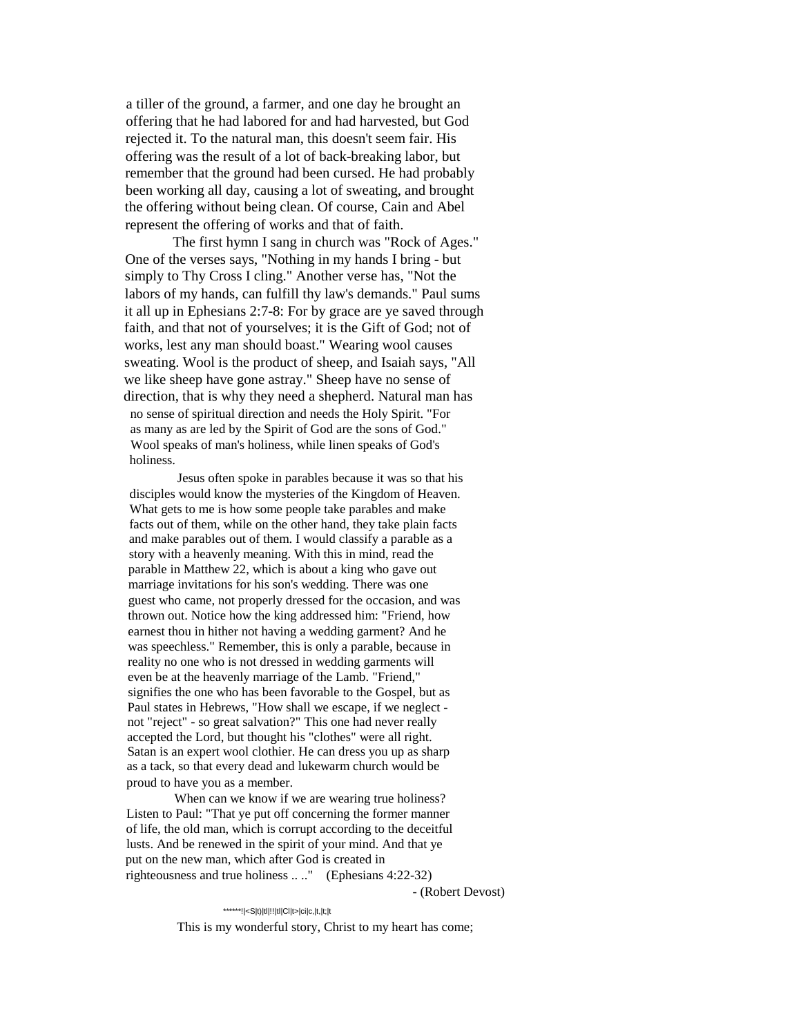a tiller of the ground, a farmer, and one day he brought an offering that he had labored for and had harvested, but God rejected it. To the natural man, this doesn't seem fair. His offering was the result of a lot of back-breaking labor, but remember that the ground had been cursed. He had probably been working all day, causing a lot of sweating, and brought the offering without being clean. Of course, Cain and Abel represent the offering of works and that of faith.

The first hymn I sang in church was "Rock of Ages." One of the verses says, "Nothing in my hands I bring - but simply to Thy Cross I cling." Another verse has, "Not the labors of my hands, can fulfill thy law's demands." Paul sums it all up in Ephesians 2:7-8: For by grace are ye saved through faith, and that not of yourselves; it is the Gift of God; not of works, lest any man should boast." Wearing wool causes sweating. Wool is the product of sheep, and Isaiah says, "All we like sheep have gone astray." Sheep have no sense of direction, that is why they need a shepherd. Natural man has no sense of spiritual direction and needs the Holy Spirit. "For as many as are led by the Spirit of God are the sons of God." Wool speaks of man's holiness, while linen speaks of God's holiness.

Jesus often spoke in parables because it was so that his disciples would know the mysteries of the Kingdom of Heaven. What gets to me is how some people take parables and make facts out of them, while on the other hand, they take plain facts and make parables out of them. I would classify a parable as a story with a heavenly meaning. With this in mind, read the parable in Matthew 22, which is about a king who gave out marriage invitations for his son's wedding. There was one guest who came, not properly dressed for the occasion, and was thrown out. Notice how the king addressed him: "Friend, how earnest thou in hither not having a wedding garment? And he was speechless." Remember, this is only a parable, because in reality no one who is not dressed in wedding garments will even be at the heavenly marriage of the Lamb. "Friend," signifies the one who has been favorable to the Gospel, but as Paul states in Hebrews, "How shall we escape, if we neglect - not "reject" - so great salvation?" This one had never really accepted the Lord, but thought his "clothes" were all right. Satan is an expert wool clothier. He can dress you up as sharp as a tack, so that every dead and lukewarm church would be proud to have you as a member.

When can we know if we are wearing true holiness? Listen to Paul: "That ye put off concerning the former manner of life, the old man, which is corrupt according to the deceitful lusts. And be renewed in the spirit of your mind. And that ye put on the new man, which after God is created in righteousness and true holiness .. .." (Ephesians 4:22-32)

- (Robert Devost)

******!|<S|t)|tl|!!|tl|Cl|t>|ci|c,|t,|t;|t

This is my wonderful story, Christ to my heart has come;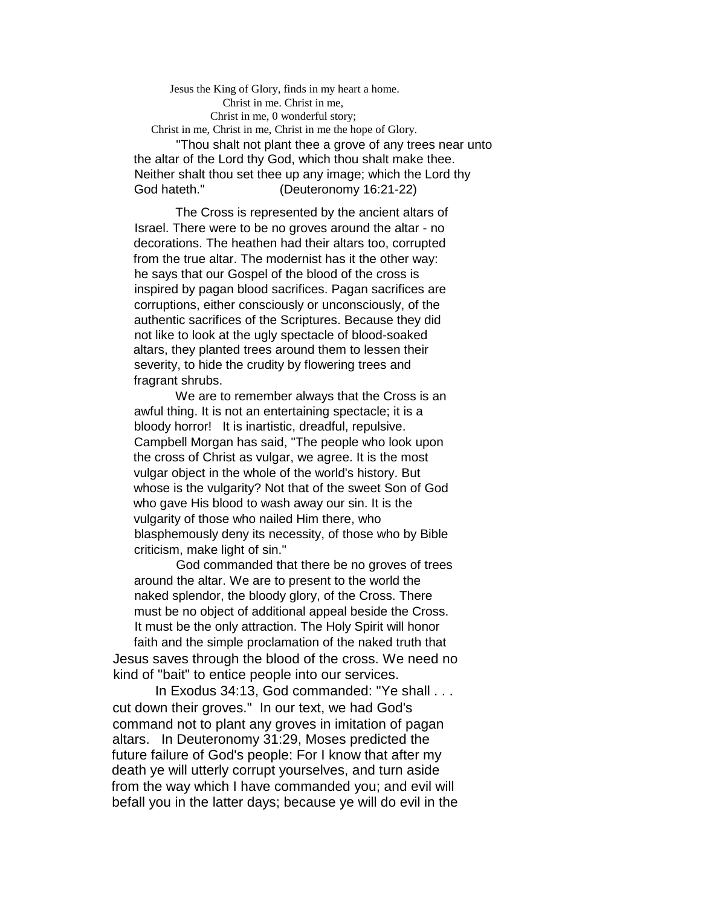Jesus the King of Glory, finds in my heart a home.  
Christ in me. Christ in me,  
Christ in me, 0 wonderful story;  
Christ in me, Christ in me, Christ in me the hope of Glory.

"Thou shalt not plant thee a grove of any trees near unto the altar of the Lord thy God, which thou shalt make thee. Neither shalt thou set thee up any image; which the Lord thy God hateth." (Deuteronomy 16:21-22)

The Cross is represented by the ancient altars of Israel. There were to be no groves around the altar - no decorations. The heathen had their altars too, corrupted from the true altar. The modernist has it the other way: he says that our Gospel of the blood of the cross is inspired by pagan blood sacrifices. Pagan sacrifices are corruptions, either consciously or unconsciously, of the authentic sacrifices of the Scriptures. Because they did not like to look at the ugly spectacle of blood-soaked altars, they planted trees around them to lessen their severity, to hide the crudity by flowering trees and fragrant shrubs.

We are to remember always that the Cross is an awful thing. It is not an entertaining spectacle; it is a bloody horror! It is inartistic, dreadful, repulsive. Campbell Morgan has said, "The people who look upon the cross of Christ as vulgar, we agree. It is the most vulgar object in the whole of the world's history. But whose is the vulgarity? Not that of the sweet Son of God who gave His blood to wash away our sin. It is the vulgarity of those who nailed Him there, who blasphemously deny its necessity, of those who by Bible criticism, make light of sin."

God commanded that there be no groves of trees around the altar. We are to present to the world the naked splendor, the bloody glory, of the Cross. There must be no object of additional appeal beside the Cross. It must be the only attraction. The Holy Spirit will honor faith and the simple proclamation of the naked truth that Jesus saves through the blood of the cross. We need no kind of "bait" to entice people into our services.

In Exodus 34:13, God commanded: "Ye shall . . . cut down their groves." In our text, we had God's command not to plant any groves in imitation of pagan altars. In Deuteronomy 31:29, Moses predicted the future failure of God's people: For I know that after my death ye will utterly corrupt yourselves, and turn aside from the way which I have commanded you; and evil will befall you in the latter days; because ye will do evil in the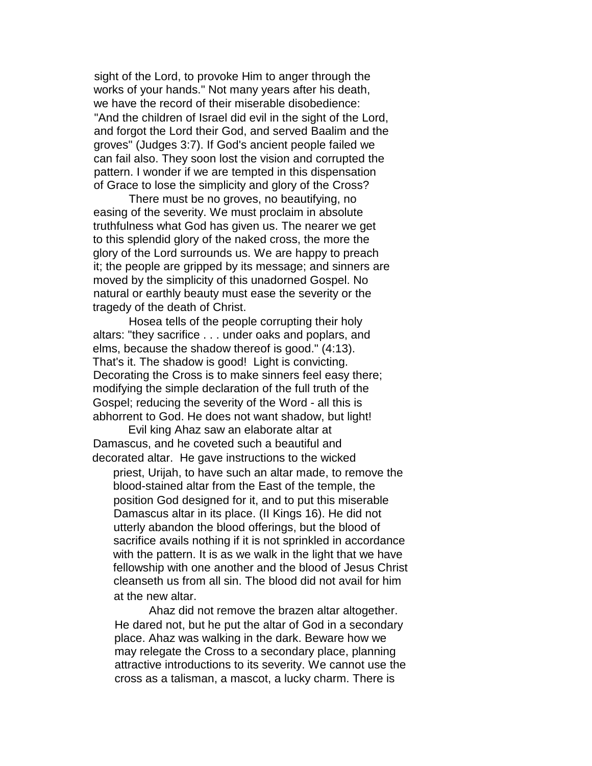sight of the Lord, to provoke Him to anger through the works of your hands." Not many years after his death, we have the record of their miserable disobedience: "And the children of Israel did evil in the sight of the Lord, and forgot the Lord their God, and served Baalim and the groves" (Judges 3:7). If God's ancient people failed we can fail also. They soon lost the vision and corrupted the pattern. I wonder if we are tempted in this dispensation of Grace to lose the simplicity and glory of the Cross?

There must be no groves, no beautifying, no easing of the severity. We must proclaim in absolute truthfulness what God has given us. The nearer we get to this splendid glory of the naked cross, the more the glory of the Lord surrounds us. We are happy to preach it; the people are gripped by its message; and sinners are moved by the simplicity of this unadorned Gospel. No natural or earthly beauty must ease the severity or the tragedy of the death of Christ.

Hosea tells of the people corrupting their holy altars: "they sacrifice . . . under oaks and poplars, and elms, because the shadow thereof is good." (4:13). That's it. The shadow is good! Light is convicting. Decorating the Cross is to make sinners feel easy there; modifying the simple declaration of the full truth of the Gospel; reducing the severity of the Word - all this is abhorrent to God. He does not want shadow, but light!

Evil king Ahaz saw an elaborate altar at Damascus, and he coveted such a beautiful and decorated altar. He gave instructions to the wicked priest, Urijah, to have such an altar made, to remove the blood-stained altar from the East of the temple, the position God designed for it, and to put this miserable Damascus altar in its place. (II Kings 16). He did not utterly abandon the blood offerings, but the blood of sacrifice avails nothing if it is not sprinkled in accordance with the pattern. It is as we walk in the light that we have fellowship with one another and the blood of Jesus Christ cleanseth us from all sin. The blood did not avail for him at the new altar.

Ahaz did not remove the brazen altar altogether. He dared not, but he put the altar of God in a secondary place. Ahaz was walking in the dark. Beware how we may relegate the Cross to a secondary place, planning attractive introductions to its severity. We cannot use the cross as a talisman, a mascot, a lucky charm. There is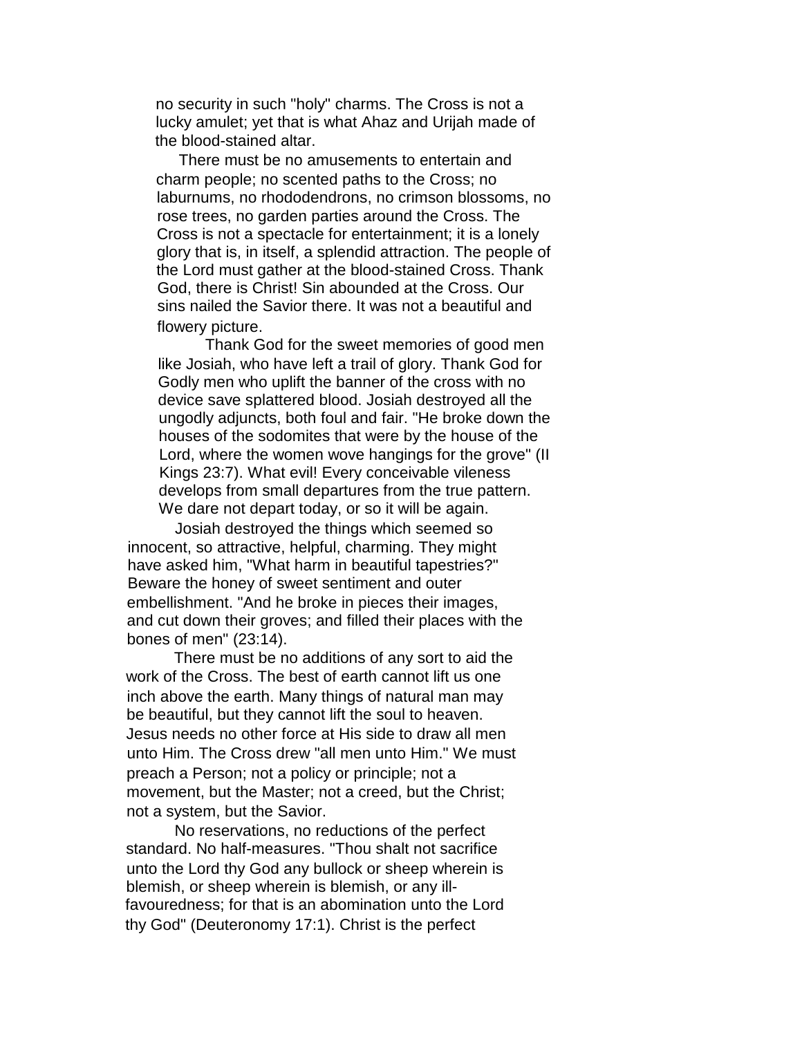no security in such "holy" charms. The Cross is not a lucky amulet; yet that is what Ahaz and Urijah made of the blood-stained altar.

There must be no amusements to entertain and charm people; no scented paths to the Cross; no laburnums, no rhododendrons, no crimson blossoms, no rose trees, no garden parties around the Cross. The Cross is not a spectacle for entertainment; it is a lonely glory that is, in itself, a splendid attraction. The people of the Lord must gather at the blood-stained Cross. Thank God, there is Christ! Sin abounded at the Cross. Our sins nailed the Savior there. It was not a beautiful and flowery picture.

Thank God for the sweet memories of good men like Josiah, who have left a trail of glory. Thank God for Godly men who uplift the banner of the cross with no device save splattered blood. Josiah destroyed all the ungodly adjuncts, both foul and fair. "He broke down the houses of the sodomites that were by the house of the Lord, where the women wove hangings for the grove" (II Kings 23:7). What evil! Every conceivable vileness develops from small departures from the true pattern. We dare not depart today, or so it will be again.

Josiah destroyed the things which seemed so innocent, so attractive, helpful, charming. They might have asked him, "What harm in beautiful tapestries?" Beware the honey of sweet sentiment and outer embellishment. "And he broke in pieces their images, and cut down their groves; and filled their places with the bones of men" (23:14).

There must be no additions of any sort to aid the work of the Cross. The best of earth cannot lift us one inch above the earth. Many things of natural man may be beautiful, but they cannot lift the soul to heaven. Jesus needs no other force at His side to draw all men unto Him. The Cross drew "all men unto Him." We must preach a Person; not a policy or principle; not a movement, but the Master; not a creed, but the Christ; not a system, but the Savior.

No reservations, no reductions of the perfect standard. No half-measures. "Thou shalt not sacrifice unto the Lord thy God any bullock or sheep wherein is blemish, or sheep wherein is blemish, or any ill-favouredness; for that is an abomination unto the Lord thy God" (Deuteronomy 17:1). Christ is the perfect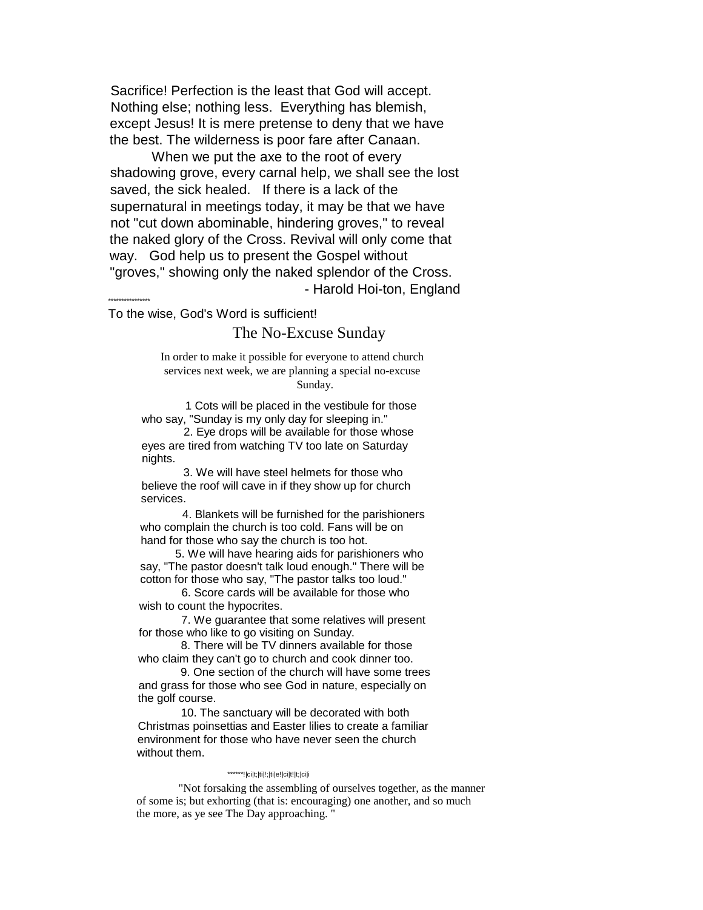Sacrifice! Perfection is the least that God will accept. Nothing else; nothing less. Everything has blemish, except Jesus! It is mere pretense to deny that we have the best. The wilderness is poor fare after Canaan.

When we put the axe to the root of every shadowing grove, every carnal help, we shall see the lost saved, the sick healed. If there is a lack of the supernatural in meetings today, it may be that we have not "cut down abominable, hindering groves," to reveal the naked glory of the Cross. Revival will only come that way. God help us to present the Gospel without "groves," showing only the naked splendor of the Cross.

- Harold Hoi-ton, England

***************

To the wise, God's Word is sufficient!

## The No-Excuse Sunday

In order to make it possible for everyone to attend church services next week, we are planning a special no-excuse Sunday.

1 Cots will be placed in the vestibule for those who say, "Sunday is my only day for sleeping in."

2. Eye drops will be available for those whose eyes are tired from watching TV too late on Saturday nights.

3. We will have steel helmets for those who believe the roof will cave in if they show up for church services.

4. Blankets will be furnished for the parishioners who complain the church is too cold. Fans will be on hand for those who say the church is too hot.

5. We will have hearing aids for parishioners who say, "The pastor doesn't talk loud enough." There will be cotton for those who say, "The pastor talks too loud."

6. Score cards will be available for those who wish to count the hypocrites.

7. We guarantee that some relatives will present for those who like to go visiting on Sunday.

8. There will be TV dinners available for those who claim they can't go to church and cook dinner too.

9. One section of the church will have some trees and grass for those who see God in nature, especially on the golf course.

10. The sanctuary will be decorated with both Christmas poinsettias and Easter lilies to create a familiar environment for those who have never seen the church without them.

******!|ci|t;|ti|!;|ti|e!|ci|t!|t;|ci|i

"Not forsaking the assembling of ourselves together, as the manner of some is; but exhorting (that is: encouraging) one another, and so much the more, as ye see The Day approaching. "